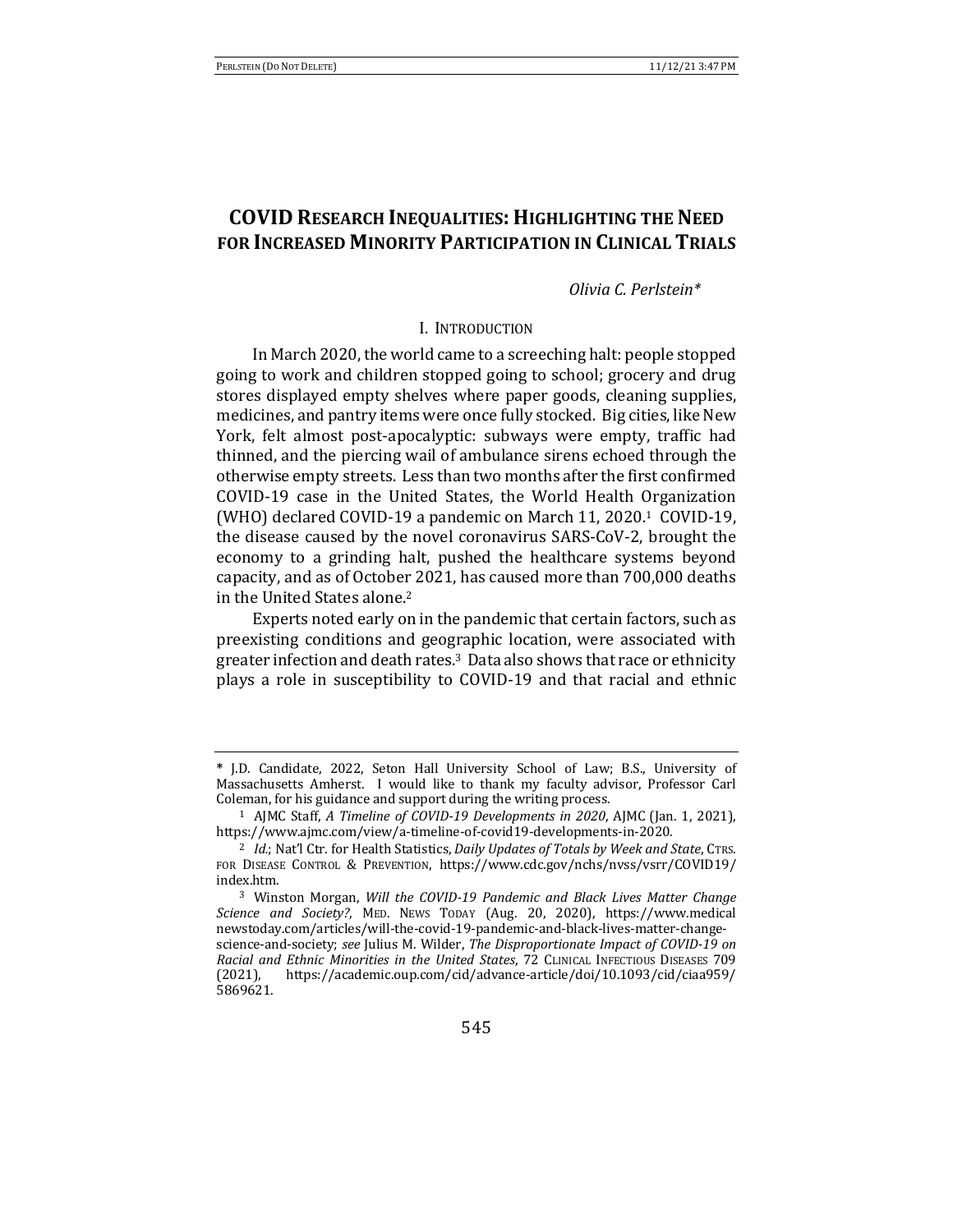# COVID Research Inequalities: Highlighting the Need for Increased Minority Participation in Clinical Trials

*Olivia C. Perlstein**

## I. Introduction

In March 2020, the world came to a screeching halt: people stopped going to work and children stopped going to school; grocery and drug stores displayed empty shelves where paper goods, cleaning supplies, medicines, and pantry items were once fully stocked. Big cities, like New York, felt almost post-apocalyptic: subways were empty, traffic had thinned, and the piercing wail of ambulance sirens echoed through the otherwise empty streets. Less than two months after the first confirmed COVID-19 case in the United States, the World Health Organization (WHO) declared COVID-19 a pandemic on March 11, 2020.[1] COVID-19, the disease caused by the novel coronavirus SARS-CoV-2, brought the economy to a grinding halt, pushed the healthcare systems beyond capacity, and as of October 2021, has caused more than 700,000 deaths in the United States alone.[2]

Experts noted early on in the pandemic that certain factors, such as preexisting conditions and geographic location, were associated with greater infection and death rates.[3] Data also shows that race or ethnicity plays a role in susceptibility to COVID-19 and that racial and ethnic

---

* J.D. Candidate, 2022, Seton Hall University School of Law; B.S., University of Massachusetts Amherst. I would like to thank my faculty advisor, Professor Carl Coleman, for his guidance and support during the writing process.

[1] AJMC Staff, *A Timeline of COVID-19 Developments in 2020*, AJMC (Jan. 1, 2021), https://www.ajmc.com/view/a-timeline-of-covid19-developments-in-2020.

[2] *Id.*; Nat'l Ctr. for Health Statistics, *Daily Updates of Totals by Week and State*, Ctrs. for Disease Control & Prevention, https://www.cdc.gov/nchs/nvss/vsrr/COVID19/index.htm.

[3] Winston Morgan, *Will the COVID-19 Pandemic and Black Lives Matter Change Science and Society?*, Med. News Today (Aug. 20, 2020), https://www.medicalnewstoday.com/articles/will-the-covid-19-pandemic-and-black-lives-matter-change-science-and-society; *see* Julius M. Wilder, *The Disproportionate Impact of COVID-19 on Racial and Ethnic Minorities in the United States*, 72 Clinical Infectious Diseases 709 (2021), https://academic.oup.com/cid/advance-article/doi/10.1093/cid/ciaa959/5869621.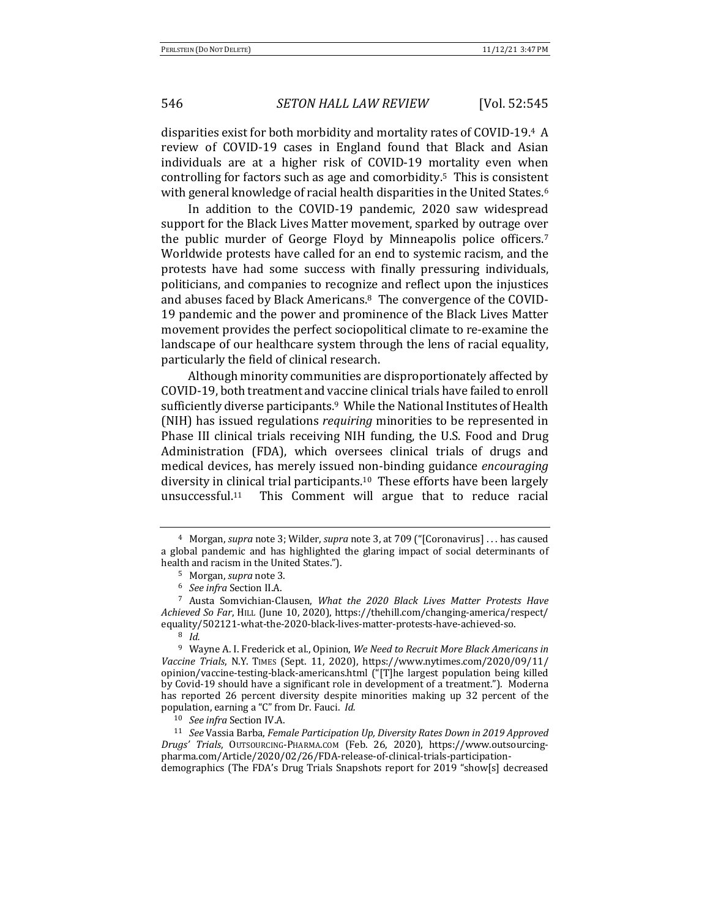disparities exist for both morbidity and mortality rates of COVID-19.[4] A review of COVID-19 cases in England found that Black and Asian individuals are at a higher risk of COVID-19 mortality even when controlling for factors such as age and comorbidity.[5] This is consistent with general knowledge of racial health disparities in the United States.[6]

In addition to the COVID-19 pandemic, 2020 saw widespread support for the Black Lives Matter movement, sparked by outrage over the public murder of George Floyd by Minneapolis police officers.[7] Worldwide protests have called for an end to systemic racism, and the protests have had some success with finally pressuring individuals, politicians, and companies to recognize and reflect upon the injustices and abuses faced by Black Americans.[8] The convergence of the COVID-19 pandemic and the power and prominence of the Black Lives Matter movement provides the perfect sociopolitical climate to re-examine the landscape of our healthcare system through the lens of racial equality, particularly the field of clinical research.

Although minority communities are disproportionately affected by COVID-19, both treatment and vaccine clinical trials have failed to enroll sufficiently diverse participants.[9] While the National Institutes of Health (NIH) has issued regulations *requiring* minorities to be represented in Phase III clinical trials receiving NIH funding, the U.S. Food and Drug Administration (FDA), which oversees clinical trials of drugs and medical devices, has merely issued non-binding guidance *encouraging* diversity in clinical trial participants.[10] These efforts have been largely unsuccessful.[11] This Comment will argue that to reduce racial

---

[4] Morgan, *supra* note 3; Wilder, *supra* note 3, at 709 ("[Coronavirus] . . . has caused a global pandemic and has highlighted the glaring impact of social determinants of health and racism in the United States.").

[5] Morgan, *supra* note 3.

[6] *See infra* Section II.A.

[7] Austa Somvichian-Clausen, *What the 2020 Black Lives Matter Protests Have Achieved So Far*, HILL (June 10, 2020), https://thehill.com/changing-america/respect/equality/502121-what-the-2020-black-lives-matter-protests-have-achieved-so.

[8] *Id.*

[9] Wayne A. I. Frederick et al., Opinion, *We Need to Recruit More Black Americans in Vaccine Trials*, N.Y. TIMES (Sept. 11, 2020), https://www.nytimes.com/2020/09/11/opinion/vaccine-testing-black-americans.html ("[T]he largest population being killed by Covid-19 should have a significant role in development of a treatment."). Moderna has reported 26 percent diversity despite minorities making up 32 percent of the population, earning a "C" from Dr. Fauci. *Id.*

[10] *See infra* Section IV.A.

[11] *See* Vassia Barba, *Female Participation Up, Diversity Rates Down in 2019 Approved Drugs' Trials*, OUTSOURCING-PHARMA.COM (Feb. 26, 2020), https://www.outsourcing-pharma.com/Article/2020/02/26/FDA-release-of-clinical-trials-participation-demographics (The FDA's Drug Trials Snapshots report for 2019 "show[s] decreased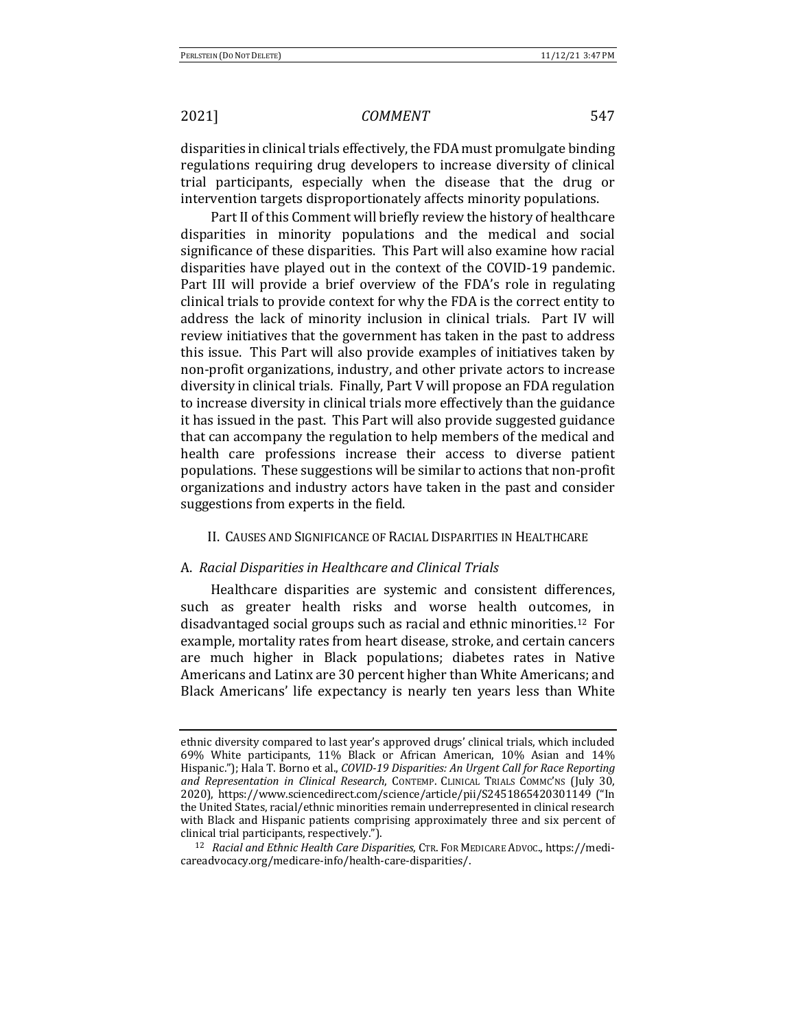disparities in clinical trials effectively, the FDA must promulgate binding regulations requiring drug developers to increase diversity of clinical trial participants, especially when the disease that the drug or intervention targets disproportionately affects minority populations.

Part II of this Comment will briefly review the history of healthcare disparities in minority populations and the medical and social significance of these disparities. This Part will also examine how racial disparities have played out in the context of the COVID-19 pandemic. Part III will provide a brief overview of the FDA's role in regulating clinical trials to provide context for why the FDA is the correct entity to address the lack of minority inclusion in clinical trials. Part IV will review initiatives that the government has taken in the past to address this issue. This Part will also provide examples of initiatives taken by non-profit organizations, industry, and other private actors to increase diversity in clinical trials. Finally, Part V will propose an FDA regulation to increase diversity in clinical trials more effectively than the guidance it has issued in the past. This Part will also provide suggested guidance that can accompany the regulation to help members of the medical and health care professions increase their access to diverse patient populations. These suggestions will be similar to actions that non-profit organizations and industry actors have taken in the past and consider suggestions from experts in the field.

## II. Causes and Significance of Racial Disparities in Healthcare

### A. *Racial Disparities in Healthcare and Clinical Trials*

Healthcare disparities are systemic and consistent differences, such as greater health risks and worse health outcomes, in disadvantaged social groups such as racial and ethnic minorities.[12] For example, mortality rates from heart disease, stroke, and certain cancers are much higher in Black populations; diabetes rates in Native Americans and Latinx are 30 percent higher than White Americans; and Black Americans' life expectancy is nearly ten years less than White

---

ethnic diversity compared to last year's approved drugs' clinical trials, which included 69% White participants, 11% Black or African American, 10% Asian and 14% Hispanic."); Hala T. Borno et al., *COVID-19 Disparities: An Urgent Call for Race Reporting and Representation in Clinical Research*, CONTEMP. CLINICAL TRIALS COMMC'NS (July 30, 2020), https://www.sciencedirect.com/science/article/pii/S2451865420301149 ("In the United States, racial/ethnic minorities remain underrepresented in clinical research with Black and Hispanic patients comprising approximately three and six percent of clinical trial participants, respectively.").

[12] *Racial and Ethnic Health Care Disparities*, CTR. FOR MEDICARE ADVOC., https://medicareadvocacy.org/medicare-info/health-care-disparities/.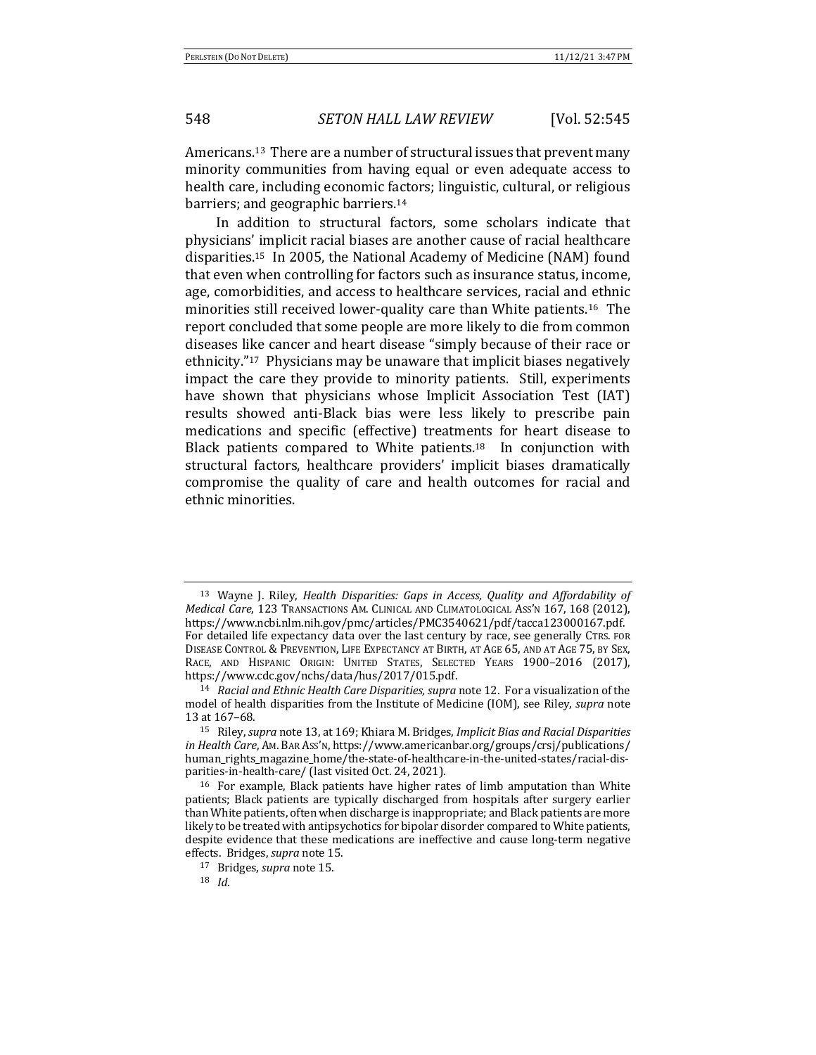Americans.[13] There are a number of structural issues that prevent many minority communities from having equal or even adequate access to health care, including economic factors; linguistic, cultural, or religious barriers; and geographic barriers.[14]

In addition to structural factors, some scholars indicate that physicians' implicit racial biases are another cause of racial healthcare disparities.[15] In 2005, the National Academy of Medicine (NAM) found that even when controlling for factors such as insurance status, income, age, comorbidities, and access to healthcare services, racial and ethnic minorities still received lower-quality care than White patients.[16] The report concluded that some people are more likely to die from common diseases like cancer and heart disease "simply because of their race or ethnicity."[17] Physicians may be unaware that implicit biases negatively impact the care they provide to minority patients. Still, experiments have shown that physicians whose Implicit Association Test (IAT) results showed anti-Black bias were less likely to prescribe pain medications and specific (effective) treatments for heart disease to Black patients compared to White patients.[18] In conjunction with structural factors, healthcare providers' implicit biases dramatically compromise the quality of care and health outcomes for racial and ethnic minorities.

---

[13] Wayne J. Riley, *Health Disparities: Gaps in Access, Quality and Affordability of Medical Care*, 123 TRANSACTIONS AM. CLINICAL AND CLIMATOLOGICAL ASS'N 167, 168 (2012), https://www.ncbi.nlm.nih.gov/pmc/articles/PMC3540621/pdf/tacca123000167.pdf. For detailed life expectancy data over the last century by race, see generally CTRS. FOR DISEASE CONTROL & PREVENTION, LIFE EXPECTANCY AT BIRTH, AT AGE 65, AND AT AGE 75, BY SEX, RACE, AND HISPANIC ORIGIN: UNITED STATES, SELECTED YEARS 1900–2016 (2017), https://www.cdc.gov/nchs/data/hus/2017/015.pdf.

[14] *Racial and Ethnic Health Care Disparities, supra* note 12. For a visualization of the model of health disparities from the Institute of Medicine (IOM), see Riley, *supra* note 13 at 167–68.

[15] Riley, *supra* note 13, at 169; Khiara M. Bridges, *Implicit Bias and Racial Disparities in Health Care*, AM. BAR ASS'N, https://www.americanbar.org/groups/crsj/publications/human_rights_magazine_home/the-state-of-healthcare-in-the-united-states/racial-disparities-in-health-care/ (last visited Oct. 24, 2021).

[16] For example, Black patients have higher rates of limb amputation than White patients; Black patients are typically discharged from hospitals after surgery earlier than White patients, often when discharge is inappropriate; and Black patients are more likely to be treated with antipsychotics for bipolar disorder compared to White patients, despite evidence that these medications are ineffective and cause long-term negative effects. Bridges, *supra* note 15.

[17] Bridges, *supra* note 15.

[18] *Id.*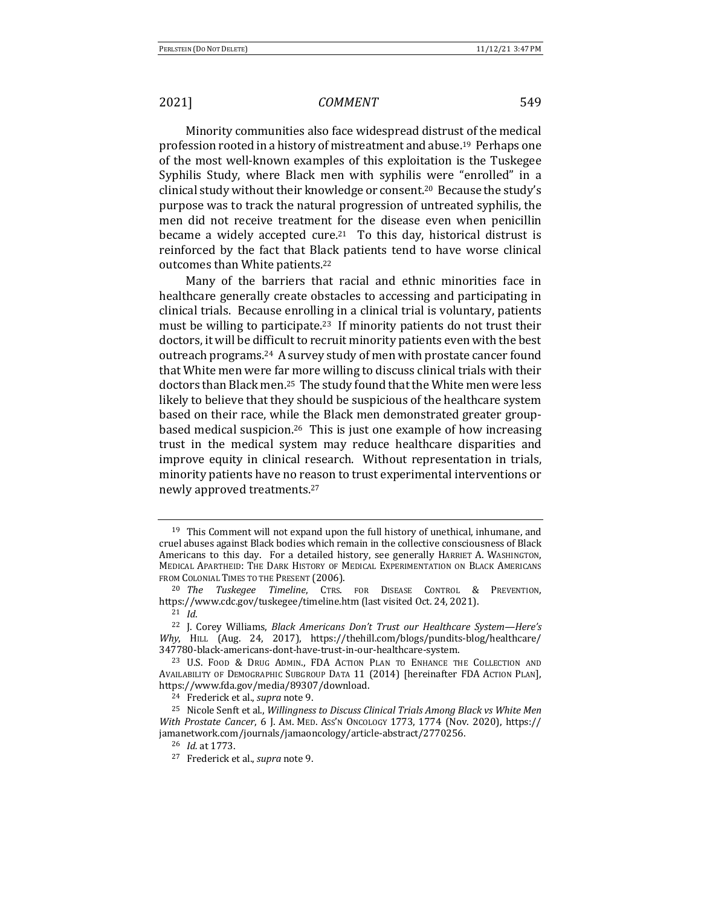Minority communities also face widespread distrust of the medical profession rooted in a history of mistreatment and abuse.[19] Perhaps one of the most well-known examples of this exploitation is the Tuskegee Syphilis Study, where Black men with syphilis were "enrolled" in a clinical study without their knowledge or consent.[20] Because the study's purpose was to track the natural progression of untreated syphilis, the men did not receive treatment for the disease even when penicillin became a widely accepted cure.[21] To this day, historical distrust is reinforced by the fact that Black patients tend to have worse clinical outcomes than White patients.[22]

Many of the barriers that racial and ethnic minorities face in healthcare generally create obstacles to accessing and participating in clinical trials. Because enrolling in a clinical trial is voluntary, patients must be willing to participate.[23] If minority patients do not trust their doctors, it will be difficult to recruit minority patients even with the best outreach programs.[24] A survey study of men with prostate cancer found that White men were far more willing to discuss clinical trials with their doctors than Black men.[25] The study found that the White men were less likely to believe that they should be suspicious of the healthcare system based on their race, while the Black men demonstrated greater group-based medical suspicion.[26] This is just one example of how increasing trust in the medical system may reduce healthcare disparities and improve equity in clinical research. Without representation in trials, minority patients have no reason to trust experimental interventions or newly approved treatments.[27]

---

[19] This Comment will not expand upon the full history of unethical, inhumane, and cruel abuses against Black bodies which remain in the collective consciousness of Black Americans to this day. For a detailed history, see generally HARRIET A. WASHINGTON, MEDICAL APARTHEID: THE DARK HISTORY OF MEDICAL EXPERIMENTATION ON BLACK AMERICANS FROM COLONIAL TIMES TO THE PRESENT (2006).

[20] *The Tuskegee Timeline*, CTRS. FOR DISEASE CONTROL & PREVENTION, https://www.cdc.gov/tuskegee/timeline.htm (last visited Oct. 24, 2021).

[21] *Id.*

[22] J. Corey Williams, *Black Americans Don't Trust our Healthcare System—Here's Why*, HILL (Aug. 24, 2017), https://thehill.com/blogs/pundits-blog/healthcare/347780-black-americans-dont-have-trust-in-our-healthcare-system.

[23] U.S. FOOD & DRUG ADMIN., FDA ACTION PLAN TO ENHANCE THE COLLECTION AND AVAILABILITY OF DEMOGRAPHIC SUBGROUP DATA 11 (2014) [hereinafter FDA ACTION PLAN], https://www.fda.gov/media/89307/download.

[24] Frederick et al., *supra* note 9.

[25] Nicole Senft et al., *Willingness to Discuss Clinical Trials Among Black vs White Men With Prostate Cancer*, 6 J. AM. MED. ASS'N ONCOLOGY 1773, 1774 (Nov. 2020), https://jamanetwork.com/journals/jamaoncology/article-abstract/2770256.

[26] *Id.* at 1773.

[27] Frederick et al., *supra* note 9.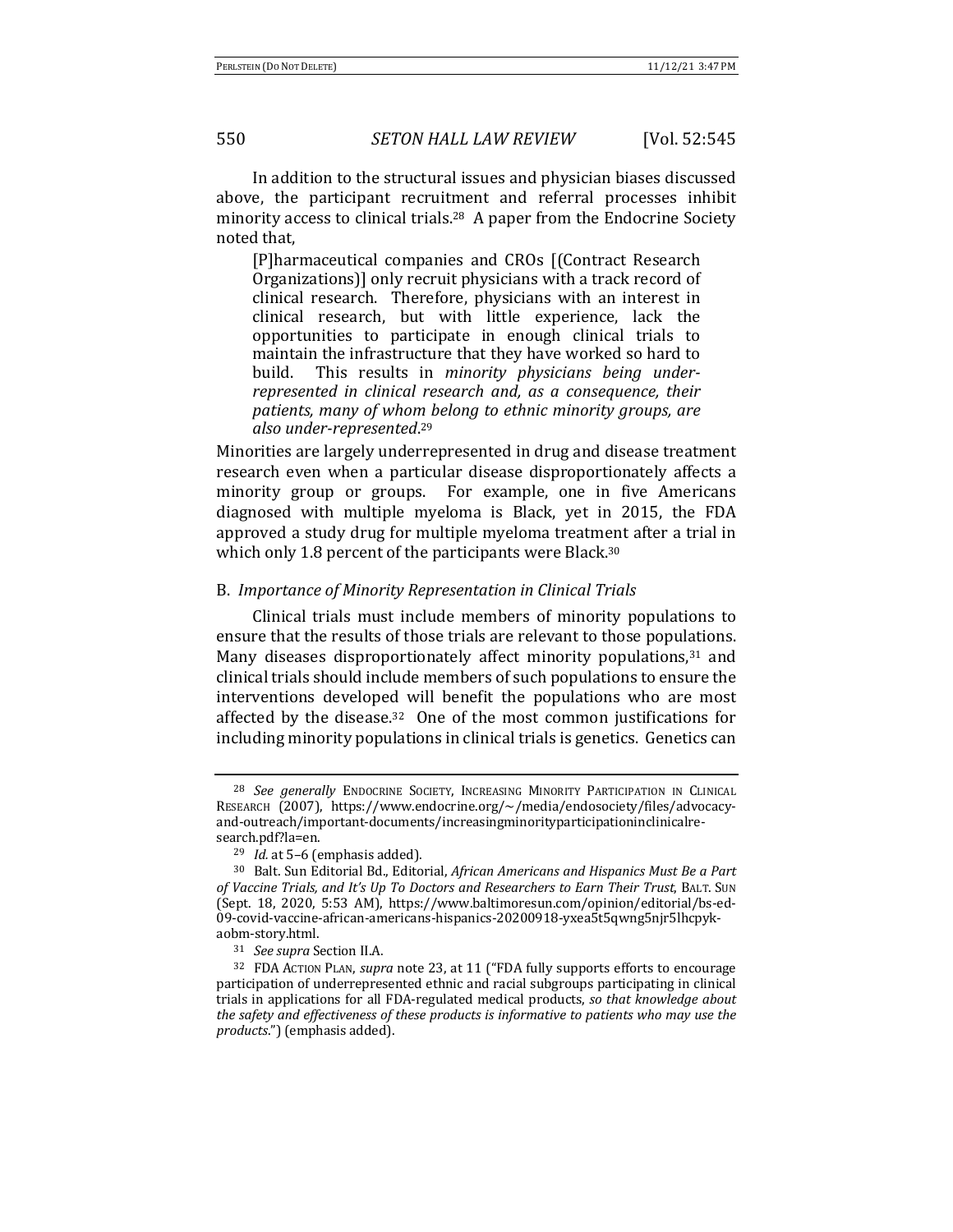In addition to the structural issues and physician biases discussed above, the participant recruitment and referral processes inhibit minority access to clinical trials.[28] A paper from the Endocrine Society noted that,

> [P]harmaceutical companies and CROs [(Contract Research Organizations)] only recruit physicians with a track record of clinical research. Therefore, physicians with an interest in clinical research, but with little experience, lack the opportunities to participate in enough clinical trials to maintain the infrastructure that they have worked so hard to build. This results in *minority physicians being under-represented in clinical research and, as a consequence, their patients, many of whom belong to ethnic minority groups, are also under-represented*.[29]

Minorities are largely underrepresented in drug and disease treatment research even when a particular disease disproportionately affects a minority group or groups. For example, one in five Americans diagnosed with multiple myeloma is Black, yet in 2015, the FDA approved a study drug for multiple myeloma treatment after a trial in which only 1.8 percent of the participants were Black.[30]

## B. *Importance of Minority Representation in Clinical Trials*

Clinical trials must include members of minority populations to ensure that the results of those trials are relevant to those populations. Many diseases disproportionately affect minority populations,[31] and clinical trials should include members of such populations to ensure the interventions developed will benefit the populations who are most affected by the disease.[32] One of the most common justifications for including minority populations in clinical trials is genetics. Genetics can

---

[28] *See generally* ENDOCRINE SOCIETY, INCREASING MINORITY PARTICIPATION IN CLINICAL RESEARCH (2007), https://www.endocrine.org/~/media/endosociety/files/advocacy-and-outreach/important-documents/increasingminorityparticipationinclinicalresearch.pdf?la=en.

[29] *Id.* at 5–6 (emphasis added).

[30] Balt. Sun Editorial Bd., Editorial, *African Americans and Hispanics Must Be a Part of Vaccine Trials, and It's Up To Doctors and Researchers to Earn Their Trust*, BALT. SUN (Sept. 18, 2020, 5:53 AM), https://www.baltimoresun.com/opinion/editorial/bs-ed-09-covid-vaccine-african-americans-hispanics-20200918-yxea5t5qwng5njr5lhcpyk-aobm-story.html.

[31] *See supra* Section II.A.

[32] FDA ACTION PLAN, *supra* note 23, at 11 ("FDA fully supports efforts to encourage participation of underrepresented ethnic and racial subgroups participating in clinical trials in applications for all FDA-regulated medical products, *so that knowledge about the safety and effectiveness of these products is informative to patients who may use the products*.") (emphasis added).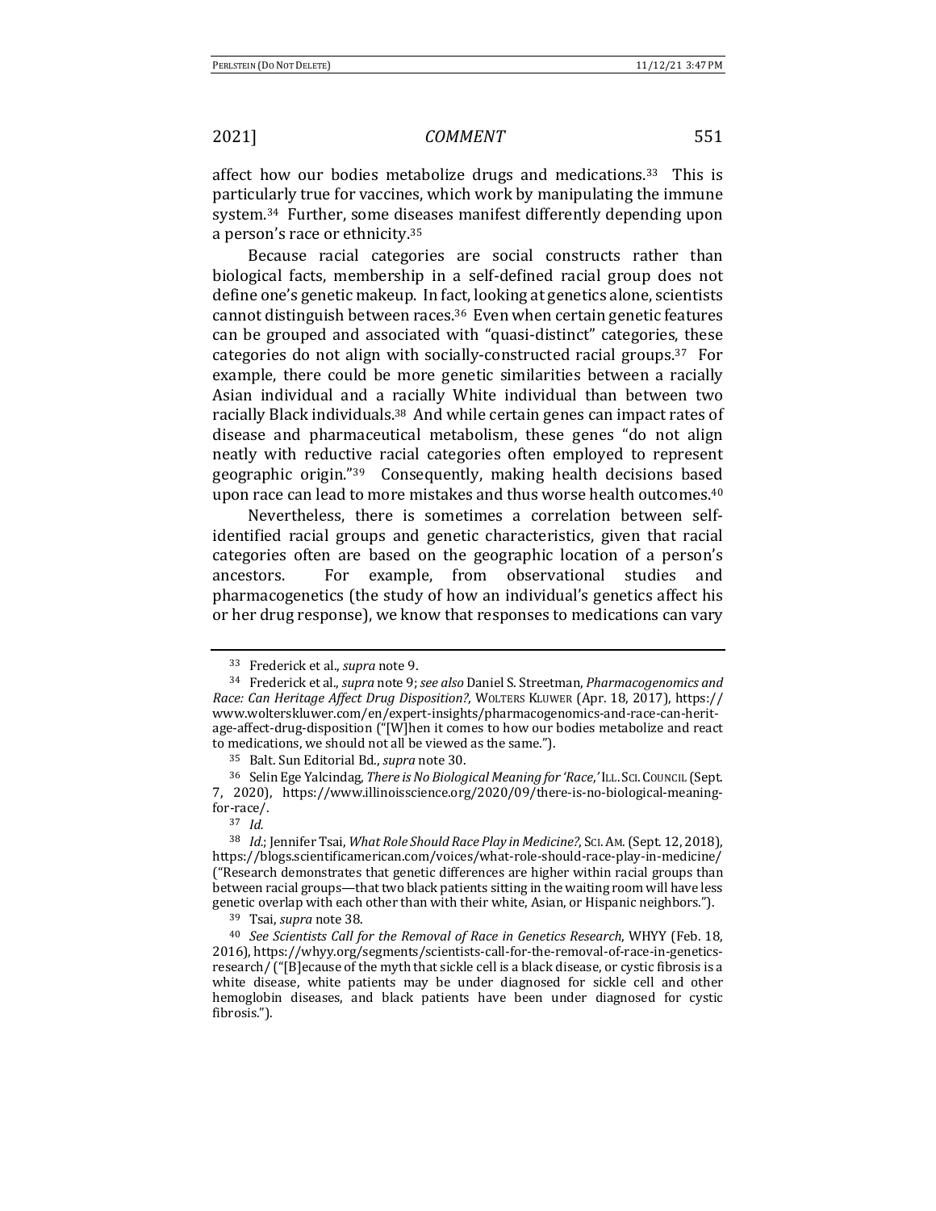affect how our bodies metabolize drugs and medications.[33] This is particularly true for vaccines, which work by manipulating the immune system.[34] Further, some diseases manifest differently depending upon a person's race or ethnicity.[35]

Because racial categories are social constructs rather than biological facts, membership in a self-defined racial group does not define one's genetic makeup. In fact, looking at genetics alone, scientists cannot distinguish between races.[36] Even when certain genetic features can be grouped and associated with "quasi-distinct" categories, these categories do not align with socially-constructed racial groups.[37] For example, there could be more genetic similarities between a racially Asian individual and a racially White individual than between two racially Black individuals.[38] And while certain genes can impact rates of disease and pharmaceutical metabolism, these genes "do not align neatly with reductive racial categories often employed to represent geographic origin."[39] Consequently, making health decisions based upon race can lead to more mistakes and thus worse health outcomes.[40]

Nevertheless, there is sometimes a correlation between self-identified racial groups and genetic characteristics, given that racial categories often are based on the geographic location of a person's ancestors. For example, from observational studies and pharmacogenetics (the study of how an individual's genetics affect his or her drug response), we know that responses to medications can vary

---

[33] Frederick et al., *supra* note 9.

[34] Frederick et al., *supra* note 9; *see also* Daniel S. Streetman, *Pharmacogenomics and Race: Can Heritage Affect Drug Disposition?*, WOLTERS KLUWER (Apr. 18, 2017), https://www.wolterskluwer.com/en/expert-insights/pharmacogenomics-and-race-can-heritage-affect-drug-disposition ("[W]hen it comes to how our bodies metabolize and react to medications, we should not all be viewed as the same.").

[35] Balt. Sun Editorial Bd., *supra* note 30.

[36] Selin Ege Yalcindag, *There is No Biological Meaning for 'Race*,*'* ILL. SCI. COUNCIL (Sept. 7, 2020), https://www.illinoisscience.org/2020/09/there-is-no-biological-meaning-for-race/.

[37] *Id.*

[38] *Id.*; Jennifer Tsai, *What Role Should Race Play in Medicine?*, SCI. AM. (Sept. 12, 2018), https://blogs.scientificamerican.com/voices/what-role-should-race-play-in-medicine/ ("Research demonstrates that genetic differences are higher within racial groups than between racial groups—that two black patients sitting in the waiting room will have less genetic overlap with each other than with their white, Asian, or Hispanic neighbors.").

[39] Tsai, *supra* note 38.

[40] *See Scientists Call for the Removal of Race in Genetics Research*, WHYY (Feb. 18, 2016), https://whyy.org/segments/scientists-call-for-the-removal-of-race-in-genetics-research/ ("[B]ecause of the myth that sickle cell is a black disease, or cystic fibrosis is a white disease, white patients may be under diagnosed for sickle cell and other hemoglobin diseases, and black patients have been under diagnosed for cystic fibrosis.").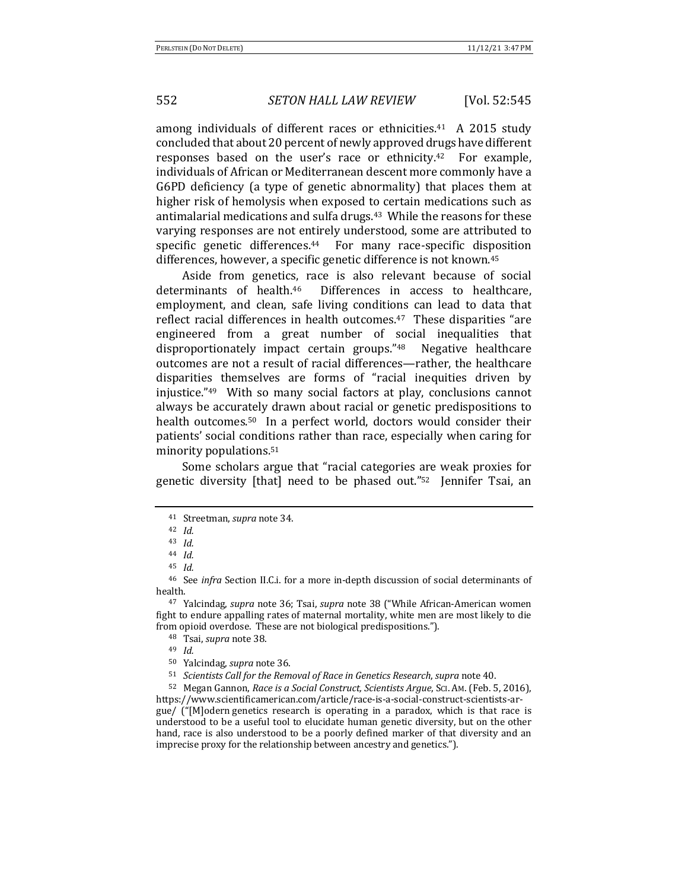among individuals of different races or ethnicities.[41] A 2015 study concluded that about 20 percent of newly approved drugs have different responses based on the user's race or ethnicity.[42] For example, individuals of African or Mediterranean descent more commonly have a G6PD deficiency (a type of genetic abnormality) that places them at higher risk of hemolysis when exposed to certain medications such as antimalarial medications and sulfa drugs.[43] While the reasons for these varying responses are not entirely understood, some are attributed to specific genetic differences.[44] For many race-specific disposition differences, however, a specific genetic difference is not known.[45]

Aside from genetics, race is also relevant because of social determinants of health.[46] Differences in access to healthcare, employment, and clean, safe living conditions can lead to data that reflect racial differences in health outcomes.[47] These disparities "are engineered from a great number of social inequalities that disproportionately impact certain groups."[48] Negative healthcare outcomes are not a result of racial differences—rather, the healthcare disparities themselves are forms of "racial inequities driven by injustice."[49] With so many social factors at play, conclusions cannot always be accurately drawn about racial or genetic predispositions to health outcomes.[50] In a perfect world, doctors would consider their patients' social conditions rather than race, especially when caring for minority populations.[51]

Some scholars argue that "racial categories are weak proxies for genetic diversity [that] need to be phased out."[52] Jennifer Tsai, an

---

[41] Streetman, *supra* note 34.

[42] *Id.*

[43] *Id.*

[44] *Id.*

[45] *Id.*

[46] See *infra* Section II.C.i. for a more in-depth discussion of social determinants of health.

[47] Yalcindag, *supra* note 36; Tsai, *supra* note 38 ("While African-American women fight to endure appalling rates of maternal mortality, white men are most likely to die from opioid overdose. These are not biological predispositions.").

[48] Tsai, *supra* note 38.

[49] *Id.*

[50] Yalcindag, *supra* note 36.

[51] *Scientists Call for the Removal of Race in Genetics Research*, *supra* note 40.

[52] Megan Gannon, *Race is a Social Construct, Scientists Argue*, SCI. AM. (Feb. 5, 2016), https://www.scientificamerican.com/article/race-is-a-social-construct-scientists-argue/ ("[M]odern genetics research is operating in a paradox, which is that race is understood to be a useful tool to elucidate human genetic diversity, but on the other hand, race is also understood to be a poorly defined marker of that diversity and an imprecise proxy for the relationship between ancestry and genetics.").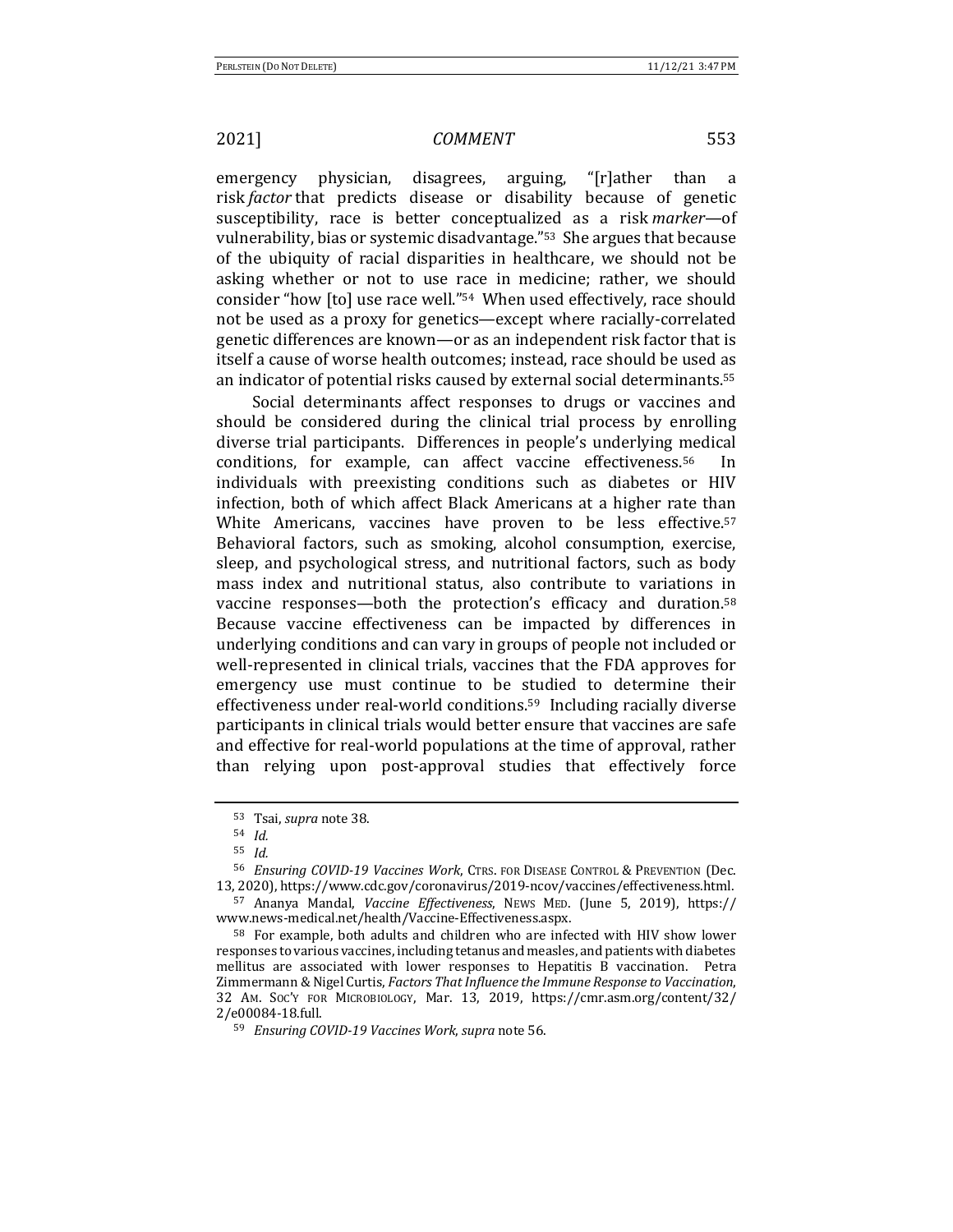emergency physician, disagrees, arguing, "[r]ather than a risk *factor* that predicts disease or disability because of genetic susceptibility, race is better conceptualized as a risk *marker*—of vulnerability, bias or systemic disadvantage."[53] She argues that because of the ubiquity of racial disparities in healthcare, we should not be asking whether or not to use race in medicine; rather, we should consider "how [to] use race well."[54] When used effectively, race should not be used as a proxy for genetics—except where racially-correlated genetic differences are known—or as an independent risk factor that is itself a cause of worse health outcomes; instead, race should be used as an indicator of potential risks caused by external social determinants.[55]

Social determinants affect responses to drugs or vaccines and should be considered during the clinical trial process by enrolling diverse trial participants. Differences in people's underlying medical conditions, for example, can affect vaccine effectiveness.[56] In individuals with preexisting conditions such as diabetes or HIV infection, both of which affect Black Americans at a higher rate than White Americans, vaccines have proven to be less effective.[57] Behavioral factors, such as smoking, alcohol consumption, exercise, sleep, and psychological stress, and nutritional factors, such as body mass index and nutritional status, also contribute to variations in vaccine responses—both the protection's efficacy and duration.[58] Because vaccine effectiveness can be impacted by differences in underlying conditions and can vary in groups of people not included or well-represented in clinical trials, vaccines that the FDA approves for emergency use must continue to be studied to determine their effectiveness under real-world conditions.[59] Including racially diverse participants in clinical trials would better ensure that vaccines are safe and effective for real-world populations at the time of approval, rather than relying upon post-approval studies that effectively force

---

[53] Tsai, *supra* note 38.

[54] *Id.*

[55] *Id.*

[56] *Ensuring COVID-19 Vaccines Work*, CTRS. FOR DISEASE CONTROL & PREVENTION (Dec. 13, 2020), https://www.cdc.gov/coronavirus/2019-ncov/vaccines/effectiveness.html.

[57] Ananya Mandal, *Vaccine Effectiveness*, NEWS MED. (June 5, 2019), https://www.news-medical.net/health/Vaccine-Effectiveness.aspx.

[58] For example, both adults and children who are infected with HIV show lower responses to various vaccines, including tetanus and measles, and patients with diabetes mellitus are associated with lower responses to Hepatitis B vaccination. Petra Zimmermann & Nigel Curtis, *Factors That Influence the Immune Response to Vaccination*, 32 AM. SOC'Y FOR MICROBIOLOGY, Mar. 13, 2019, https://cmr.asm.org/content/32/2/e00084-18.full.

[59] *Ensuring COVID-19 Vaccines Work*, *supra* note 56.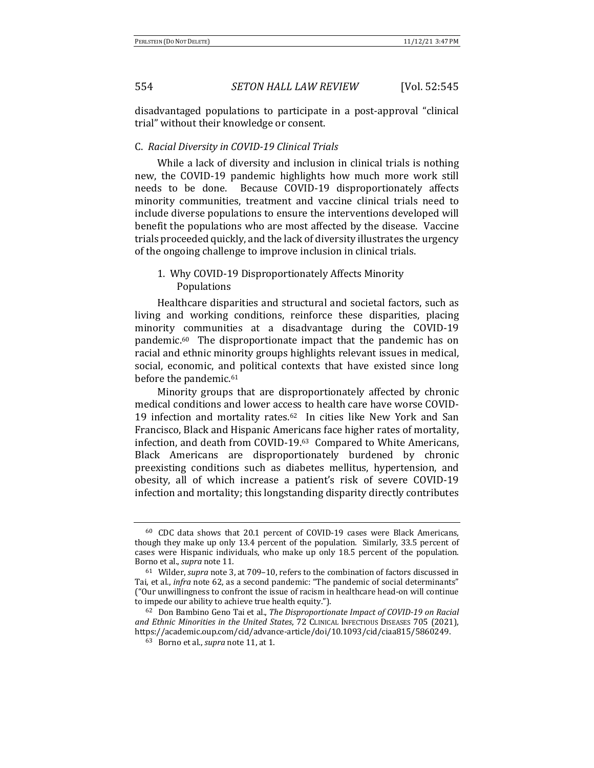disadvantaged populations to participate in a post-approval "clinical trial" without their knowledge or consent.

### C. *Racial Diversity in COVID-19 Clinical Trials*

While a lack of diversity and inclusion in clinical trials is nothing new, the COVID-19 pandemic highlights how much more work still needs to be done. Because COVID-19 disproportionately affects minority communities, treatment and vaccine clinical trials need to include diverse populations to ensure the interventions developed will benefit the populations who are most affected by the disease. Vaccine trials proceeded quickly, and the lack of diversity illustrates the urgency of the ongoing challenge to improve inclusion in clinical trials.

#### 1. Why COVID-19 Disproportionately Affects Minority Populations

Healthcare disparities and structural and societal factors, such as living and working conditions, reinforce these disparities, placing minority communities at a disadvantage during the COVID-19 pandemic.[60] The disproportionate impact that the pandemic has on racial and ethnic minority groups highlights relevant issues in medical, social, economic, and political contexts that have existed since long before the pandemic.[61]

Minority groups that are disproportionately affected by chronic medical conditions and lower access to health care have worse COVID-19 infection and mortality rates.[62] In cities like New York and San Francisco, Black and Hispanic Americans face higher rates of mortality, infection, and death from COVID-19.[63] Compared to White Americans, Black Americans are disproportionately burdened by chronic preexisting conditions such as diabetes mellitus, hypertension, and obesity, all of which increase a patient's risk of severe COVID-19 infection and mortality; this longstanding disparity directly contributes

---

[60] CDC data shows that 20.1 percent of COVID-19 cases were Black Americans, though they make up only 13.4 percent of the population. Similarly, 33.5 percent of cases were Hispanic individuals, who make up only 18.5 percent of the population. Borno et al., *supra* note 11.

[61] Wilder, *supra* note 3, at 709–10, refers to the combination of factors discussed in Tai, et al., *infra* note 62, as a second pandemic: "The pandemic of social determinants" ("Our unwillingness to confront the issue of racism in healthcare head-on will continue to impede our ability to achieve true health equity.").

[62] Don Bambino Geno Tai et al., *The Disproportionate Impact of COVID-19 on Racial and Ethnic Minorities in the United States*, 72 CLINICAL INFECTIOUS DISEASES 705 (2021), https://academic.oup.com/cid/advance-article/doi/10.1093/cid/ciaa815/5860249.

[63] Borno et al., *supra* note 11, at 1.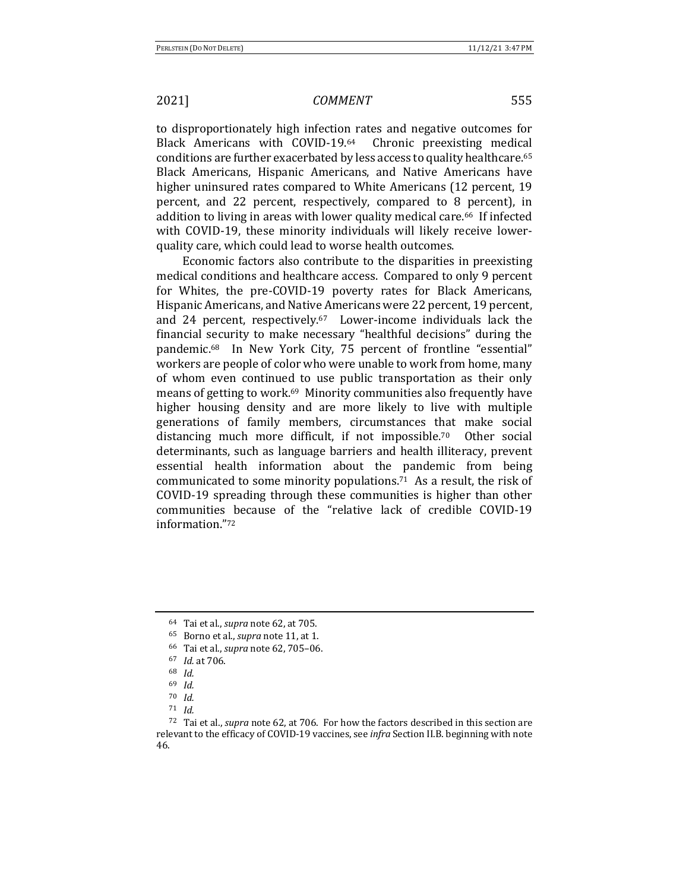to disproportionately high infection rates and negative outcomes for Black Americans with COVID-19.[64] Chronic preexisting medical conditions are further exacerbated by less access to quality healthcare.[65] Black Americans, Hispanic Americans, and Native Americans have higher uninsured rates compared to White Americans (12 percent, 19 percent, and 22 percent, respectively, compared to 8 percent), in addition to living in areas with lower quality medical care.[66] If infected with COVID-19, these minority individuals will likely receive lower-quality care, which could lead to worse health outcomes.

Economic factors also contribute to the disparities in preexisting medical conditions and healthcare access. Compared to only 9 percent for Whites, the pre-COVID-19 poverty rates for Black Americans, Hispanic Americans, and Native Americans were 22 percent, 19 percent, and 24 percent, respectively.[67] Lower-income individuals lack the financial security to make necessary "healthful decisions" during the pandemic.[68] In New York City, 75 percent of frontline "essential" workers are people of color who were unable to work from home, many of whom even continued to use public transportation as their only means of getting to work.[69] Minority communities also frequently have higher housing density and are more likely to live with multiple generations of family members, circumstances that make social distancing much more difficult, if not impossible.[70] Other social determinants, such as language barriers and health illiteracy, prevent essential health information about the pandemic from being communicated to some minority populations.[71] As a result, the risk of COVID-19 spreading through these communities is higher than other communities because of the "relative lack of credible COVID-19 information."[72]

---

[64] Tai et al., *supra* note 62, at 705.

[65] Borno et al., *supra* note 11, at 1.

[66] Tai et al., *supra* note 62, 705–06.

[67] *Id.* at 706.

[68] *Id.*

[69] *Id.*

[70] *Id.*

[71] *Id.*

[72] Tai et al., *supra* note 62, at 706. For how the factors described in this section are relevant to the efficacy of COVID-19 vaccines, see *infra* Section II.B. beginning with note 46.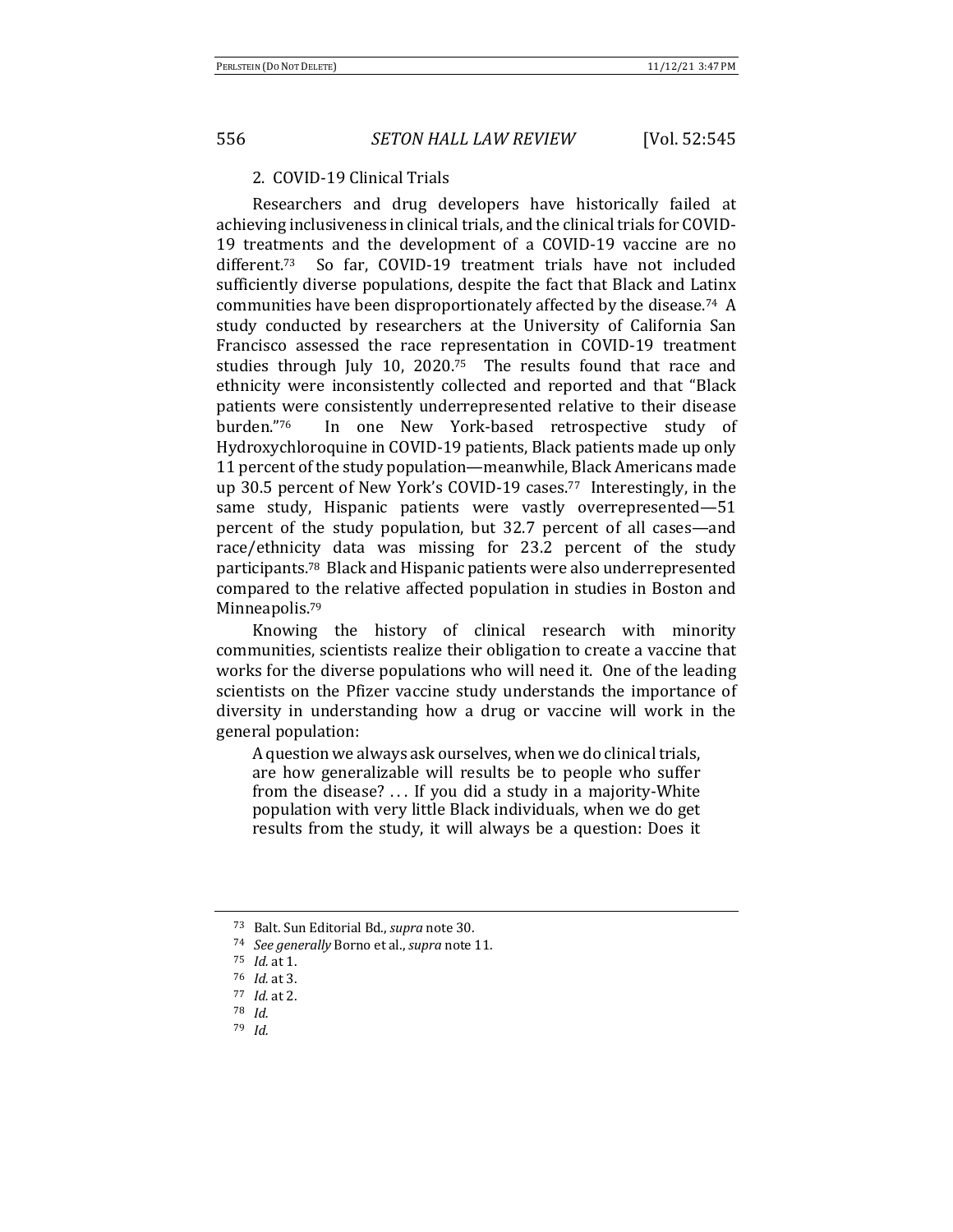2. COVID-19 Clinical Trials

Researchers and drug developers have historically failed at achieving inclusiveness in clinical trials, and the clinical trials for COVID-19 treatments and the development of a COVID-19 vaccine are no different.[73] So far, COVID-19 treatment trials have not included sufficiently diverse populations, despite the fact that Black and Latinx communities have been disproportionately affected by the disease.[74] A study conducted by researchers at the University of California San Francisco assessed the race representation in COVID-19 treatment studies through July 10, 2020.[75] The results found that race and ethnicity were inconsistently collected and reported and that "Black patients were consistently underrepresented relative to their disease burden."[76] In one New York-based retrospective study of Hydroxychloroquine in COVID-19 patients, Black patients made up only 11 percent of the study population—meanwhile, Black Americans made up 30.5 percent of New York's COVID-19 cases.[77] Interestingly, in the same study, Hispanic patients were vastly overrepresented—51 percent of the study population, but 32.7 percent of all cases—and race/ethnicity data was missing for 23.2 percent of the study participants.[78] Black and Hispanic patients were also underrepresented compared to the relative affected population in studies in Boston and Minneapolis.[79]

Knowing the history of clinical research with minority communities, scientists realize their obligation to create a vaccine that works for the diverse populations who will need it. One of the leading scientists on the Pfizer vaccine study understands the importance of diversity in understanding how a drug or vaccine will work in the general population:

> A question we always ask ourselves, when we do clinical trials, are how generalizable will results be to people who suffer from the disease? . . . If you did a study in a majority-White population with very little Black individuals, when we do get results from the study, it will always be a question: Does it

---

73 Balt. Sun Editorial Bd., *supra* note 30.

74 *See generally* Borno et al., *supra* note 11.

75 *Id.* at 1.

76 *Id.* at 3.

77 *Id.* at 2.

78 *Id.*

79 *Id.*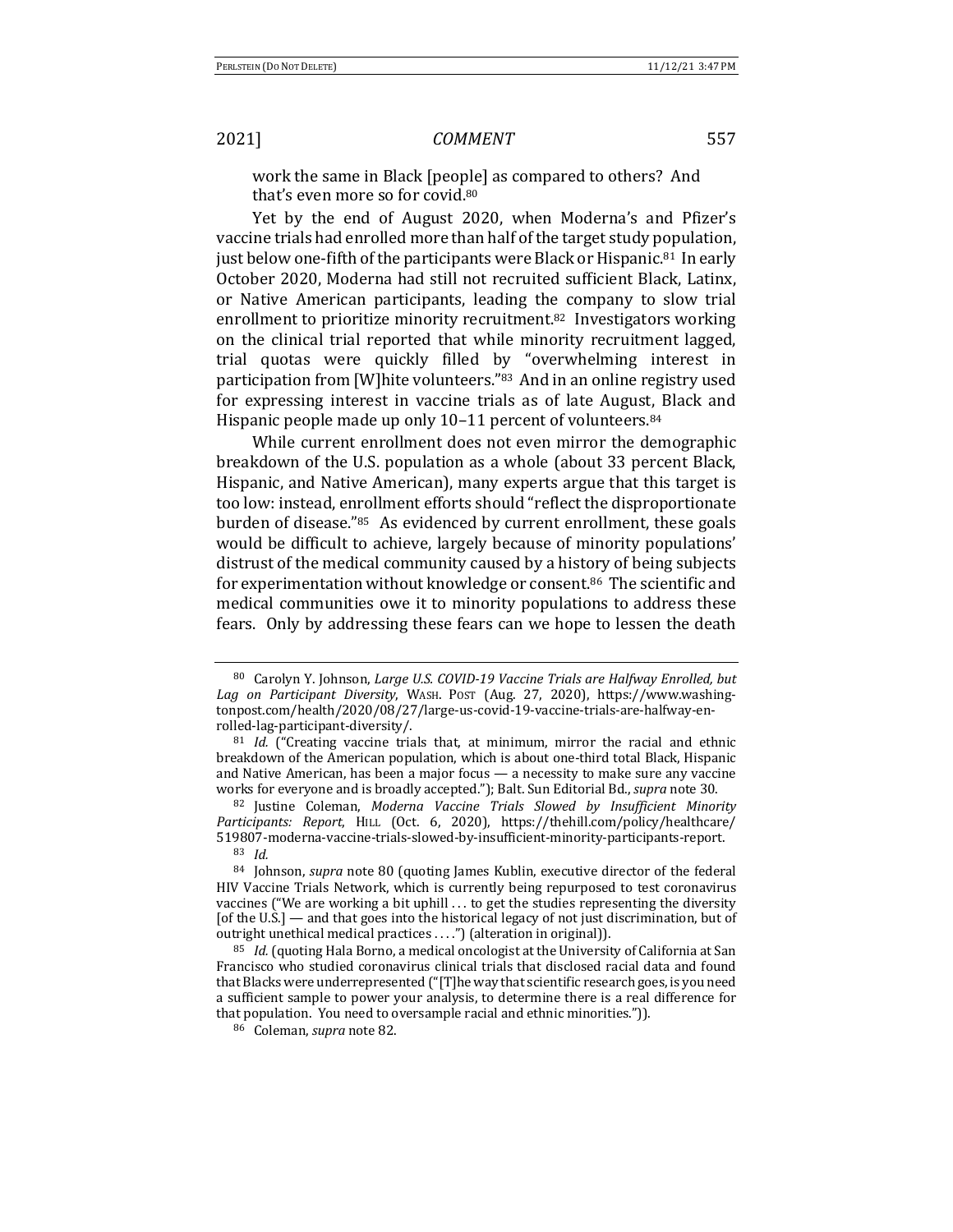work the same in Black [people] as compared to others? And that's even more so for covid.[80]

Yet by the end of August 2020, when Moderna's and Pfizer's vaccine trials had enrolled more than half of the target study population, just below one-fifth of the participants were Black or Hispanic.[81] In early October 2020, Moderna had still not recruited sufficient Black, Latinx, or Native American participants, leading the company to slow trial enrollment to prioritize minority recruitment.[82] Investigators working on the clinical trial reported that while minority recruitment lagged, trial quotas were quickly filled by "overwhelming interest in participation from [W]hite volunteers."[83] And in an online registry used for expressing interest in vaccine trials as of late August, Black and Hispanic people made up only 10–11 percent of volunteers.[84]

While current enrollment does not even mirror the demographic breakdown of the U.S. population as a whole (about 33 percent Black, Hispanic, and Native American), many experts argue that this target is too low: instead, enrollment efforts should "reflect the disproportionate burden of disease."[85] As evidenced by current enrollment, these goals would be difficult to achieve, largely because of minority populations' distrust of the medical community caused by a history of being subjects for experimentation without knowledge or consent.[86] The scientific and medical communities owe it to minority populations to address these fears. Only by addressing these fears can we hope to lessen the death

---

[80] Carolyn Y. Johnson, *Large U.S. COVID-19 Vaccine Trials are Halfway Enrolled, but Lag on Participant Diversity*, WASH. POST (Aug. 27, 2020), https://www.washingtonpost.com/health/2020/08/27/large-us-covid-19-vaccine-trials-are-halfway-enrolled-lag-participant-diversity/.

[81] *Id.* ("Creating vaccine trials that, at minimum, mirror the racial and ethnic breakdown of the American population, which is about one-third total Black, Hispanic and Native American, has been a major focus — a necessity to make sure any vaccine works for everyone and is broadly accepted."); Balt. Sun Editorial Bd., *supra* note 30.

[82] Justine Coleman, *Moderna Vaccine Trials Slowed by Insufficient Minority Participants: Report*, HILL (Oct. 6, 2020), https://thehill.com/policy/healthcare/519807-moderna-vaccine-trials-slowed-by-insufficient-minority-participants-report.

[83] *Id.*

[84] Johnson, *supra* note 80 (quoting James Kublin, executive director of the federal HIV Vaccine Trials Network, which is currently being repurposed to test coronavirus vaccines ("We are working a bit uphill . . . to get the studies representing the diversity [of the U.S.] — and that goes into the historical legacy of not just discrimination, but of outright unethical medical practices . . . .") (alteration in original)).

[85] *Id.* (quoting Hala Borno, a medical oncologist at the University of California at San Francisco who studied coronavirus clinical trials that disclosed racial data and found that Blacks were underrepresented ("[T]he way that scientific research goes, is you need a sufficient sample to power your analysis, to determine there is a real difference for that population. You need to oversample racial and ethnic minorities.")).

[86] Coleman, *supra* note 82.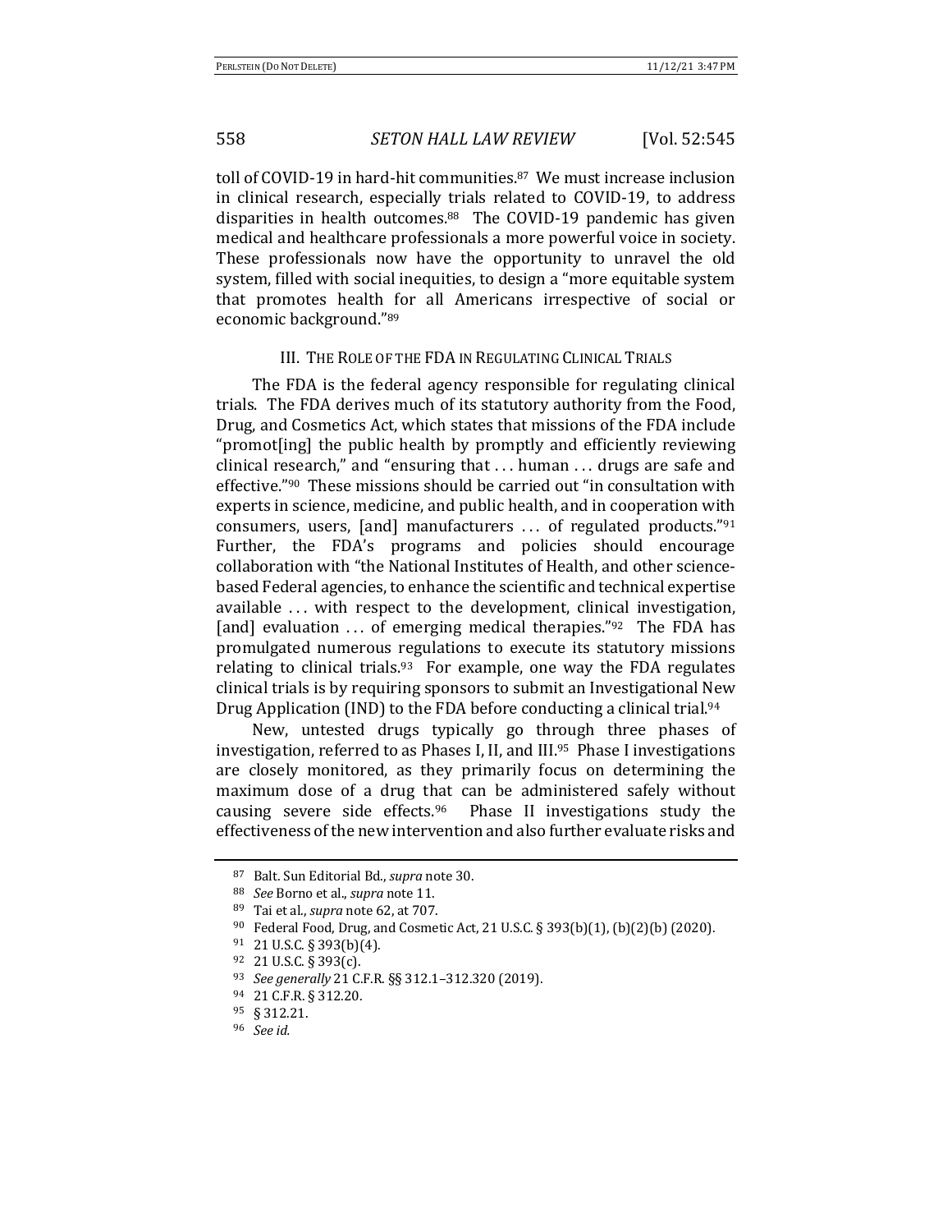toll of COVID-19 in hard-hit communities.[87] We must increase inclusion in clinical research, especially trials related to COVID-19, to address disparities in health outcomes.[88] The COVID-19 pandemic has given medical and healthcare professionals a more powerful voice in society. These professionals now have the opportunity to unravel the old system, filled with social inequities, to design a "more equitable system that promotes health for all Americans irrespective of social or economic background."[89]

## III. The Role of the FDA in Regulating Clinical Trials

The FDA is the federal agency responsible for regulating clinical trials. The FDA derives much of its statutory authority from the Food, Drug, and Cosmetics Act, which states that missions of the FDA include "promot[ing] the public health by promptly and efficiently reviewing clinical research," and "ensuring that . . . human . . . drugs are safe and effective."[90] These missions should be carried out "in consultation with experts in science, medicine, and public health, and in cooperation with consumers, users, [and] manufacturers . . . of regulated products."[91] Further, the FDA's programs and policies should encourage collaboration with "the National Institutes of Health, and other science-based Federal agencies, to enhance the scientific and technical expertise available . . . with respect to the development, clinical investigation, [and] evaluation . . . of emerging medical therapies."[92] The FDA has promulgated numerous regulations to execute its statutory missions relating to clinical trials.[93] For example, one way the FDA regulates clinical trials is by requiring sponsors to submit an Investigational New Drug Application (IND) to the FDA before conducting a clinical trial.[94]

New, untested drugs typically go through three phases of investigation, referred to as Phases I, II, and III.[95] Phase I investigations are closely monitored, as they primarily focus on determining the maximum dose of a drug that can be administered safely without causing severe side effects.[96] Phase II investigations study the effectiveness of the new intervention and also further evaluate risks and

---

[87] Balt. Sun Editorial Bd., *supra* note 30.

[88] *See* Borno et al., *supra* note 11.

[89] Tai et al., *supra* note 62, at 707.

[90] Federal Food, Drug, and Cosmetic Act, 21 U.S.C. § 393(b)(1), (b)(2)(b) (2020).

[91] 21 U.S.C. § 393(b)(4).

[92] 21 U.S.C. § 393(c).

[93] *See generally* 21 C.F.R. §§ 312.1–312.320 (2019).

[94] 21 C.F.R. § 312.20.

[95] § 312.21.

[96] *See id.*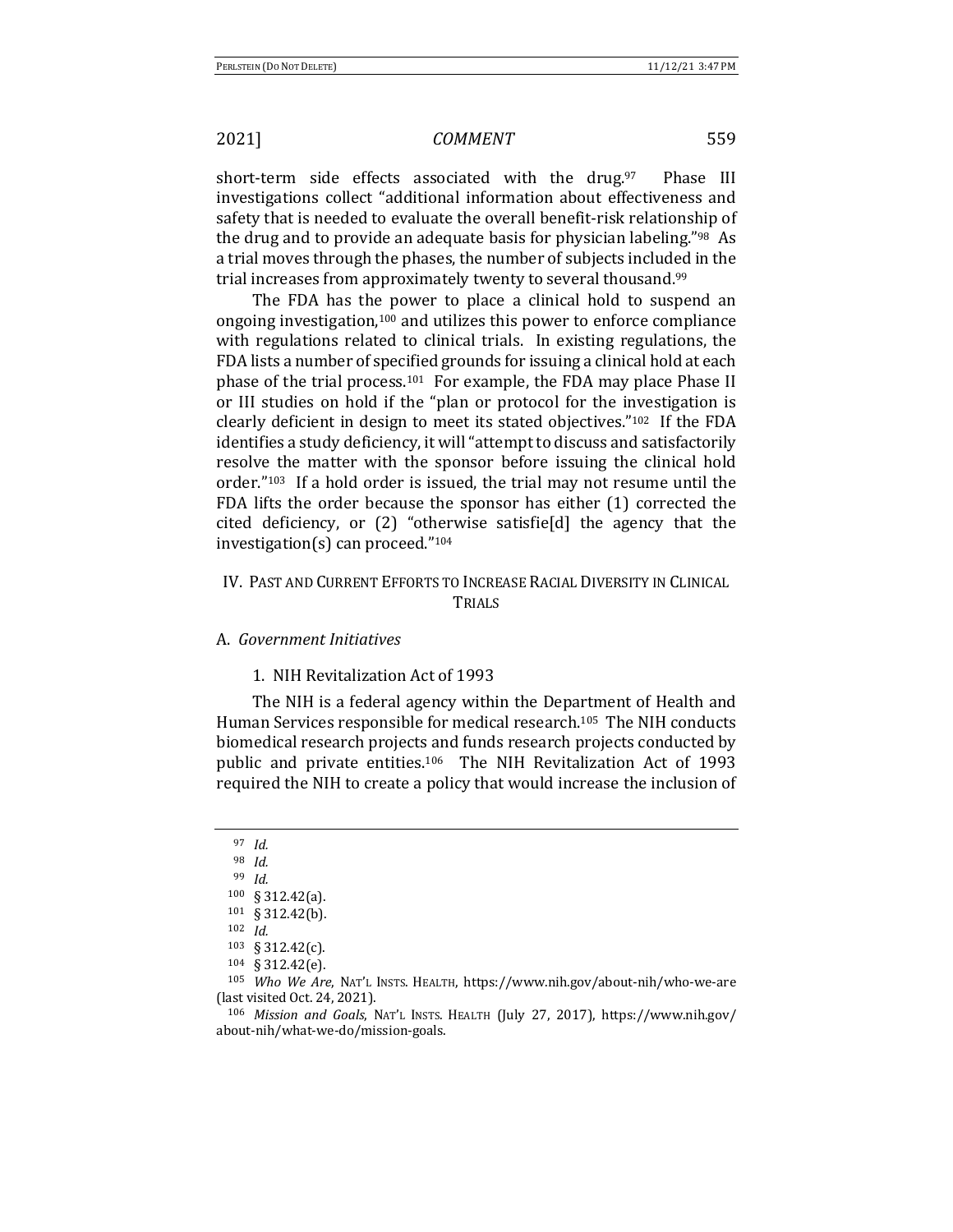short-term side effects associated with the drug.[97] Phase III investigations collect "additional information about effectiveness and safety that is needed to evaluate the overall benefit-risk relationship of the drug and to provide an adequate basis for physician labeling."[98] As a trial moves through the phases, the number of subjects included in the trial increases from approximately twenty to several thousand.[99]

The FDA has the power to place a clinical hold to suspend an ongoing investigation,[100] and utilizes this power to enforce compliance with regulations related to clinical trials. In existing regulations, the FDA lists a number of specified grounds for issuing a clinical hold at each phase of the trial process.[101] For example, the FDA may place Phase II or III studies on hold if the "plan or protocol for the investigation is clearly deficient in design to meet its stated objectives."[102] If the FDA identifies a study deficiency, it will "attempt to discuss and satisfactorily resolve the matter with the sponsor before issuing the clinical hold order."[103] If a hold order is issued, the trial may not resume until the FDA lifts the order because the sponsor has either (1) corrected the cited deficiency, or (2) "otherwise satisfie[d] the agency that the investigation(s) can proceed."[104]

## IV. Past and Current Efforts to Increase Racial Diversity in Clinical Trials

### A. *Government Initiatives*

#### 1. NIH Revitalization Act of 1993

The NIH is a federal agency within the Department of Health and Human Services responsible for medical research.[105] The NIH conducts biomedical research projects and funds research projects conducted by public and private entities.[106] The NIH Revitalization Act of 1993 required the NIH to create a policy that would increase the inclusion of

---

97 *Id.*

98 *Id.*

99 *Id.*

100 § 312.42(a).

101 § 312.42(b).

102 *Id.*

103 § 312.42(c).

104 § 312.42(e).

105 *Who We Are*, Nat'l Insts. Health, https://www.nih.gov/about-nih/who-we-are (last visited Oct. 24, 2021).

106 *Mission and Goals*, Nat'l Insts. Health (July 27, 2017), https://www.nih.gov/about-nih/what-we-do/mission-goals.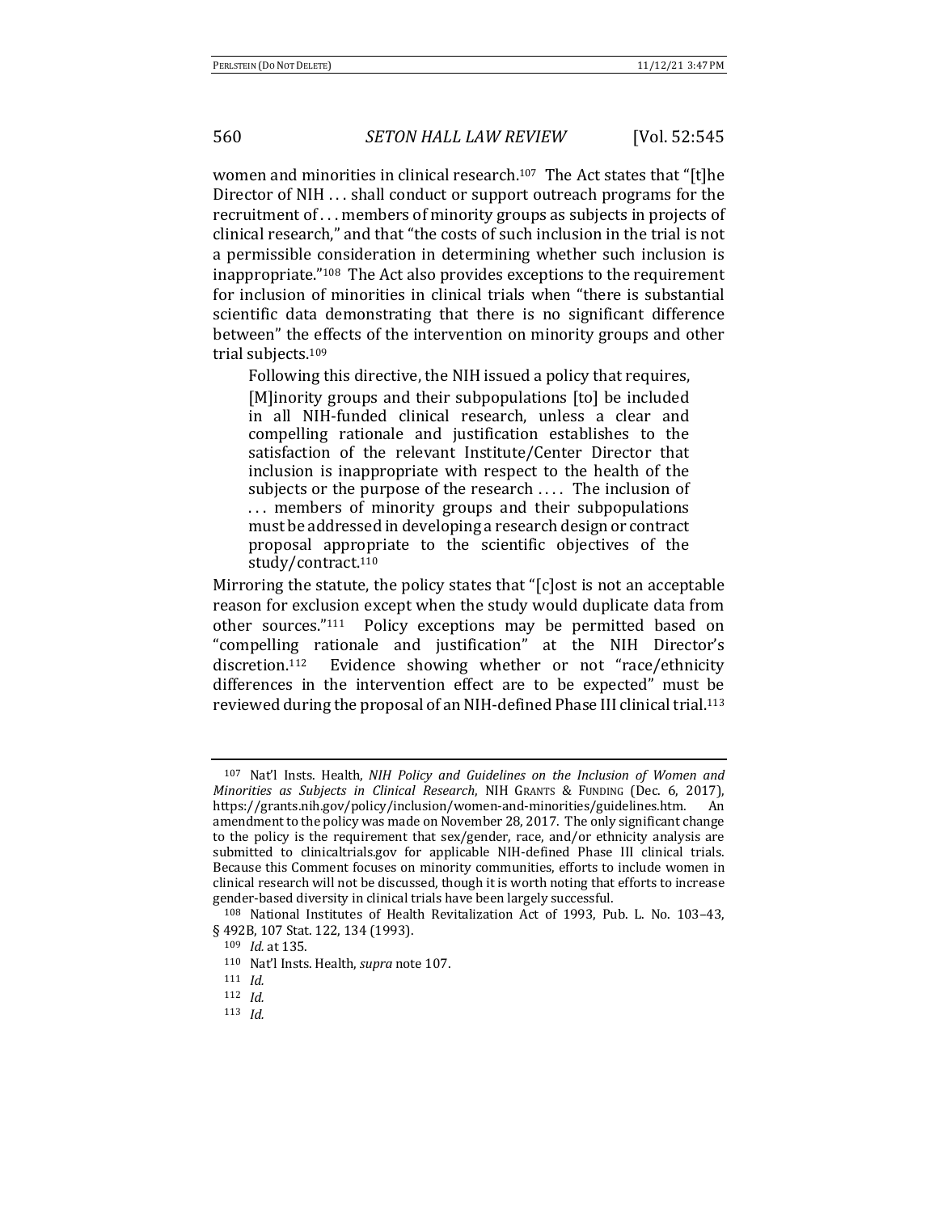women and minorities in clinical research.[107] The Act states that "[t]he Director of NIH . . . shall conduct or support outreach programs for the recruitment of . . . members of minority groups as subjects in projects of clinical research," and that "the costs of such inclusion in the trial is not a permissible consideration in determining whether such inclusion is inappropriate."[108] The Act also provides exceptions to the requirement for inclusion of minorities in clinical trials when "there is substantial scientific data demonstrating that there is no significant difference between" the effects of the intervention on minority groups and other trial subjects.[109]

Following this directive, the NIH issued a policy that requires,

> [M]inority groups and their subpopulations [to] be included in all NIH-funded clinical research, unless a clear and compelling rationale and justification establishes to the satisfaction of the relevant Institute/Center Director that inclusion is inappropriate with respect to the health of the subjects or the purpose of the research . . . . The inclusion of . . . members of minority groups and their subpopulations must be addressed in developing a research design or contract proposal appropriate to the scientific objectives of the study/contract.[110]

Mirroring the statute, the policy states that "[c]ost is not an acceptable reason for exclusion except when the study would duplicate data from other sources."[111] Policy exceptions may be permitted based on "compelling rationale and justification" at the NIH Director's discretion.[112] Evidence showing whether or not "race/ethnicity differences in the intervention effect are to be expected" must be reviewed during the proposal of an NIH-defined Phase III clinical trial.[113]

---

[107] Nat'l Insts. Health, *NIH Policy and Guidelines on the Inclusion of Women and Minorities as Subjects in Clinical Research*, NIH GRANTS & FUNDING (Dec. 6, 2017), https://grants.nih.gov/policy/inclusion/women-and-minorities/guidelines.htm. An amendment to the policy was made on November 28, 2017. The only significant change to the policy is the requirement that sex/gender, race, and/or ethnicity analysis are submitted to clinicaltrials.gov for applicable NIH-defined Phase III clinical trials. Because this Comment focuses on minority communities, efforts to include women in clinical research will not be discussed, though it is worth noting that efforts to increase gender-based diversity in clinical trials have been largely successful.

[108] National Institutes of Health Revitalization Act of 1993, Pub. L. No. 103–43, § 492B, 107 Stat. 122, 134 (1993).

[109] *Id.* at 135.

[110] Nat'l Insts. Health, *supra* note 107.

[111] *Id.*

[112] *Id.*

[113] *Id.*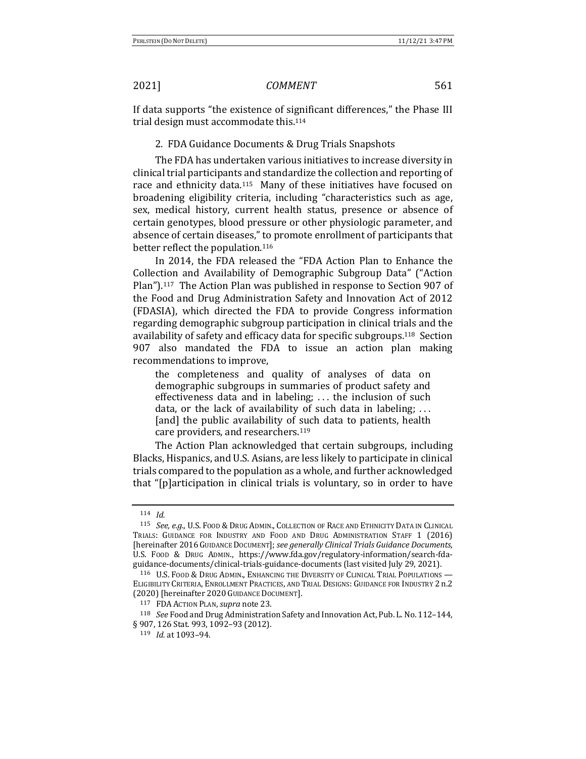If data supports "the existence of significant differences," the Phase III trial design must accommodate this.[114]

### 2. FDA Guidance Documents & Drug Trials Snapshots

The FDA has undertaken various initiatives to increase diversity in clinical trial participants and standardize the collection and reporting of race and ethnicity data.[115] Many of these initiatives have focused on broadening eligibility criteria, including "characteristics such as age, sex, medical history, current health status, presence or absence of certain genotypes, blood pressure or other physiologic parameter, and absence of certain diseases," to promote enrollment of participants that better reflect the population.[116]

In 2014, the FDA released the "FDA Action Plan to Enhance the Collection and Availability of Demographic Subgroup Data" ("Action Plan").[117] The Action Plan was published in response to Section 907 of the Food and Drug Administration Safety and Innovation Act of 2012 (FDASIA), which directed the FDA to provide Congress information regarding demographic subgroup participation in clinical trials and the availability of safety and efficacy data for specific subgroups.[118] Section 907 also mandated the FDA to issue an action plan making recommendations to improve,

> the completeness and quality of analyses of data on demographic subgroups in summaries of product safety and effectiveness data and in labeling; . . . the inclusion of such data, or the lack of availability of such data in labeling; . . . [and] the public availability of such data to patients, health care providers, and researchers.[119]

The Action Plan acknowledged that certain subgroups, including Blacks, Hispanics, and U.S. Asians, are less likely to participate in clinical trials compared to the population as a whole, and further acknowledged that "[p]articipation in clinical trials is voluntary, so in order to have

---

[114] *Id.*

[115] *See, e.g.*, U.S. FOOD & DRUG ADMIN., COLLECTION OF RACE AND ETHNICITY DATA IN CLINICAL TRIALS: GUIDANCE FOR INDUSTRY AND FOOD AND DRUG ADMINISTRATION STAFF 1 (2016) [hereinafter 2016 GUIDANCE DOCUMENT]; *see generally Clinical Trials Guidance Documents*, U.S. FOOD & DRUG ADMIN., https://www.fda.gov/regulatory-information/search-fda-guidance-documents/clinical-trials-guidance-documents (last visited July 29, 2021).

[116] U.S. FOOD & DRUG ADMIN., ENHANCING THE DIVERSITY OF CLINICAL TRIAL POPULATIONS — ELIGIBILITY CRITERIA, ENROLLMENT PRACTICES, AND TRIAL DESIGNS: GUIDANCE FOR INDUSTRY 2 n.2 (2020) [hereinafter 2020 GUIDANCE DOCUMENT].

[117] FDA ACTION PLAN, *supra* note 23.

[118] *See* Food and Drug Administration Safety and Innovation Act, Pub. L. No. 112–144, § 907, 126 Stat. 993, 1092–93 (2012).

[119] *Id.* at 1093–94.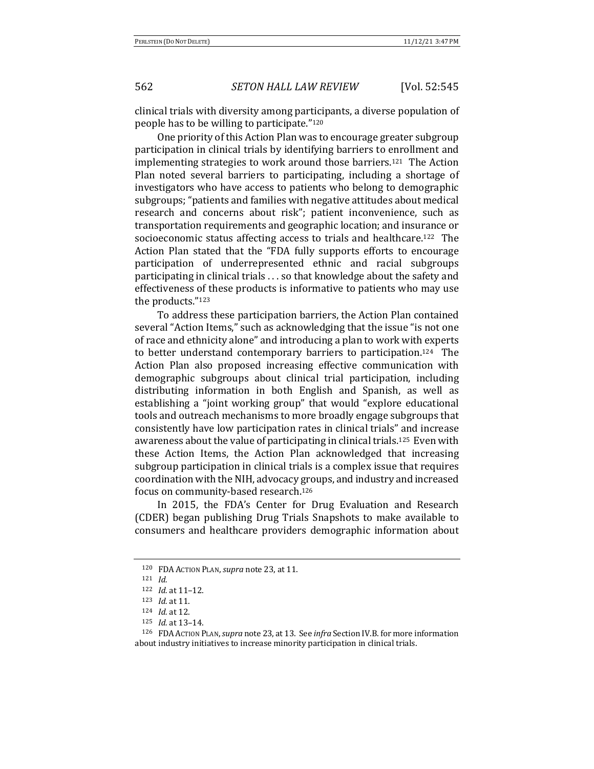clinical trials with diversity among participants, a diverse population of people has to be willing to participate."[120]

One priority of this Action Plan was to encourage greater subgroup participation in clinical trials by identifying barriers to enrollment and implementing strategies to work around those barriers.[121] The Action Plan noted several barriers to participating, including a shortage of investigators who have access to patients who belong to demographic subgroups; "patients and families with negative attitudes about medical research and concerns about risk"; patient inconvenience, such as transportation requirements and geographic location; and insurance or socioeconomic status affecting access to trials and healthcare.[122] The Action Plan stated that the "FDA fully supports efforts to encourage participation of underrepresented ethnic and racial subgroups participating in clinical trials . . . so that knowledge about the safety and effectiveness of these products is informative to patients who may use the products."[123]

To address these participation barriers, the Action Plan contained several "Action Items," such as acknowledging that the issue "is not one of race and ethnicity alone" and introducing a plan to work with experts to better understand contemporary barriers to participation.[124] The Action Plan also proposed increasing effective communication with demographic subgroups about clinical trial participation, including distributing information in both English and Spanish, as well as establishing a "joint working group" that would "explore educational tools and outreach mechanisms to more broadly engage subgroups that consistently have low participation rates in clinical trials" and increase awareness about the value of participating in clinical trials.[125] Even with these Action Items, the Action Plan acknowledged that increasing subgroup participation in clinical trials is a complex issue that requires coordination with the NIH, advocacy groups, and industry and increased focus on community-based research.[126]

In 2015, the FDA's Center for Drug Evaluation and Research (CDER) began publishing Drug Trials Snapshots to make available to consumers and healthcare providers demographic information about

---

[120] FDA ACTION PLAN, *supra* note 23, at 11.

[121] *Id.*

[122] *Id.* at 11–12.

[123] *Id.* at 11.

[124] *Id.* at 12.

[125] *Id.* at 13–14.

[126] FDA ACTION PLAN, *supra* note 23, at 13. See *infra* Section IV.B. for more information about industry initiatives to increase minority participation in clinical trials.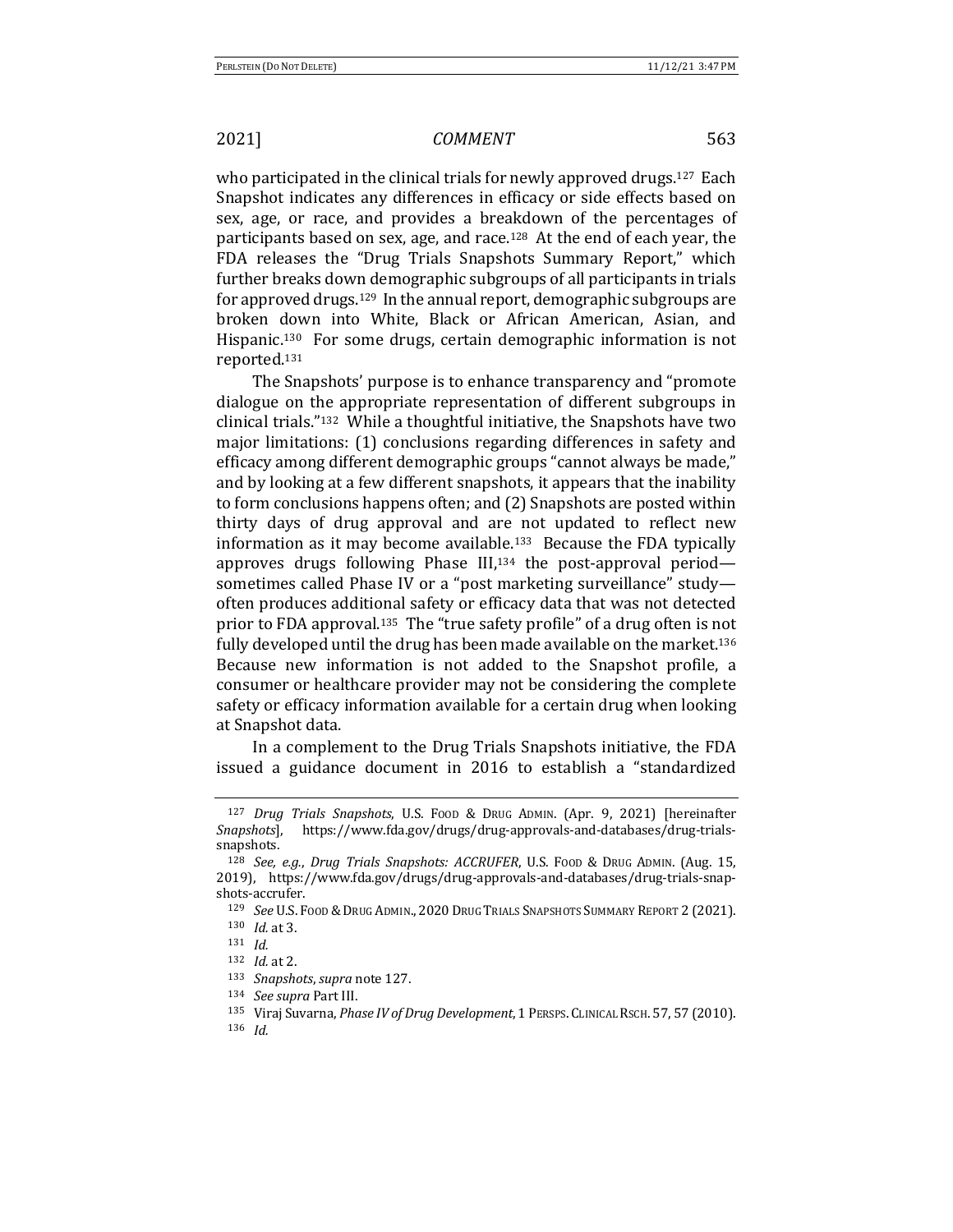who participated in the clinical trials for newly approved drugs.[127] Each Snapshot indicates any differences in efficacy or side effects based on sex, age, or race, and provides a breakdown of the percentages of participants based on sex, age, and race.[128] At the end of each year, the FDA releases the "Drug Trials Snapshots Summary Report," which further breaks down demographic subgroups of all participants in trials for approved drugs.[129] In the annual report, demographic subgroups are broken down into White, Black or African American, Asian, and Hispanic.[130] For some drugs, certain demographic information is not reported.[131]

The Snapshots' purpose is to enhance transparency and "promote dialogue on the appropriate representation of different subgroups in clinical trials."[132] While a thoughtful initiative, the Snapshots have two major limitations: (1) conclusions regarding differences in safety and efficacy among different demographic groups "cannot always be made," and by looking at a few different snapshots, it appears that the inability to form conclusions happens often; and (2) Snapshots are posted within thirty days of drug approval and are not updated to reflect new information as it may become available.[133] Because the FDA typically approves drugs following Phase III,[134] the post-approval period—sometimes called Phase IV or a "post marketing surveillance" study—often produces additional safety or efficacy data that was not detected prior to FDA approval.[135] The "true safety profile" of a drug often is not fully developed until the drug has been made available on the market.[136] Because new information is not added to the Snapshot profile, a consumer or healthcare provider may not be considering the complete safety or efficacy information available for a certain drug when looking at Snapshot data.

In a complement to the Drug Trials Snapshots initiative, the FDA issued a guidance document in 2016 to establish a "standardized

---

[127] *Drug Trials Snapshots*, U.S. FOOD & DRUG ADMIN. (Apr. 9, 2021) [hereinafter *Snapshots*], https://www.fda.gov/drugs/drug-approvals-and-databases/drug-trials-snapshots.

[128] *See, e.g.*, *Drug Trials Snapshots: ACCRUFER*, U.S. FOOD & DRUG ADMIN. (Aug. 15, 2019), https://www.fda.gov/drugs/drug-approvals-and-databases/drug-trials-snapshots-accrufer.

[129] *See* U.S. FOOD & DRUG ADMIN., 2020 DRUG TRIALS SNAPSHOTS SUMMARY REPORT 2 (2021).

[130] *Id.* at 3.

[131] *Id.*

[132] *Id.* at 2.

[133] *Snapshots*, *supra* note 127.

[134] *See supra* Part III.

[135] Viraj Suvarna, *Phase IV of Drug Development*, 1 PERSPS. CLINICAL RSCH. 57, 57 (2010).

[136] *Id.*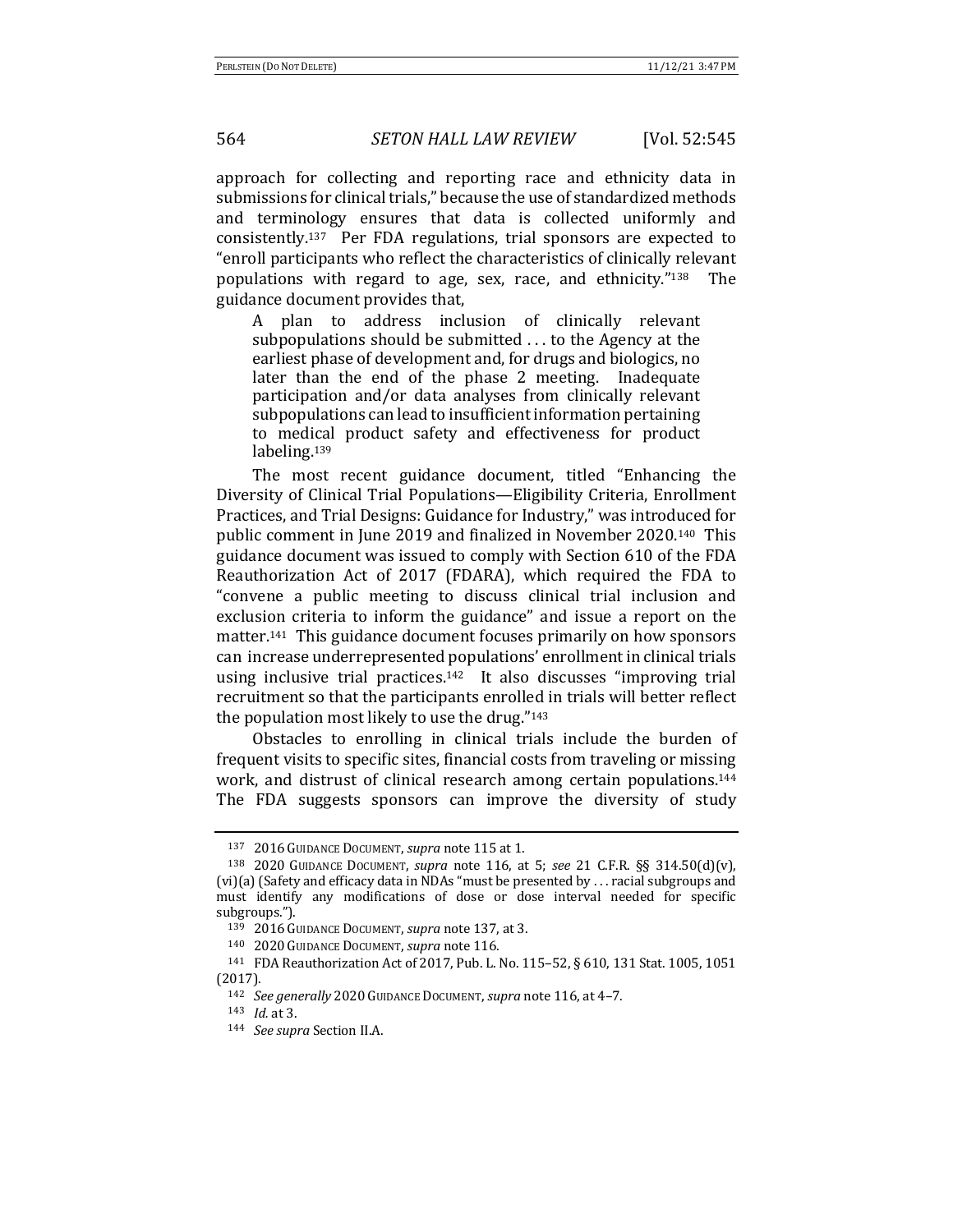approach for collecting and reporting race and ethnicity data in submissions for clinical trials," because the use of standardized methods and terminology ensures that data is collected uniformly and consistently.[137] Per FDA regulations, trial sponsors are expected to "enroll participants who reflect the characteristics of clinically relevant populations with regard to age, sex, race, and ethnicity."[138] The guidance document provides that,

> A plan to address inclusion of clinically relevant subpopulations should be submitted . . . to the Agency at the earliest phase of development and, for drugs and biologics, no later than the end of the phase 2 meeting. Inadequate participation and/or data analyses from clinically relevant subpopulations can lead to insufficient information pertaining to medical product safety and effectiveness for product labeling.[139]

The most recent guidance document, titled "Enhancing the Diversity of Clinical Trial Populations—Eligibility Criteria, Enrollment Practices, and Trial Designs: Guidance for Industry," was introduced for public comment in June 2019 and finalized in November 2020.[140] This guidance document was issued to comply with Section 610 of the FDA Reauthorization Act of 2017 (FDARA), which required the FDA to "convene a public meeting to discuss clinical trial inclusion and exclusion criteria to inform the guidance" and issue a report on the matter.[141] This guidance document focuses primarily on how sponsors can increase underrepresented populations' enrollment in clinical trials using inclusive trial practices.[142] It also discusses "improving trial recruitment so that the participants enrolled in trials will better reflect the population most likely to use the drug."[143]

Obstacles to enrolling in clinical trials include the burden of frequent visits to specific sites, financial costs from traveling or missing work, and distrust of clinical research among certain populations.[144] The FDA suggests sponsors can improve the diversity of study

---

[137] 2016 GUIDANCE DOCUMENT, *supra* note 115 at 1.

[138] 2020 GUIDANCE DOCUMENT, *supra* note 116, at 5; *see* 21 C.F.R. §§ 314.50(d)(v), (vi)(a) (Safety and efficacy data in NDAs "must be presented by . . . racial subgroups and must identify any modifications of dose or dose interval needed for specific subgroups.").

[139] 2016 GUIDANCE DOCUMENT, *supra* note 137, at 3.

[140] 2020 GUIDANCE DOCUMENT, *supra* note 116.

[141] FDA Reauthorization Act of 2017, Pub. L. No. 115–52, § 610, 131 Stat. 1005, 1051 (2017).

[142] *See generally* 2020 GUIDANCE DOCUMENT, *supra* note 116, at 4–7.

[143] *Id.* at 3.

[144] *See supra* Section II.A.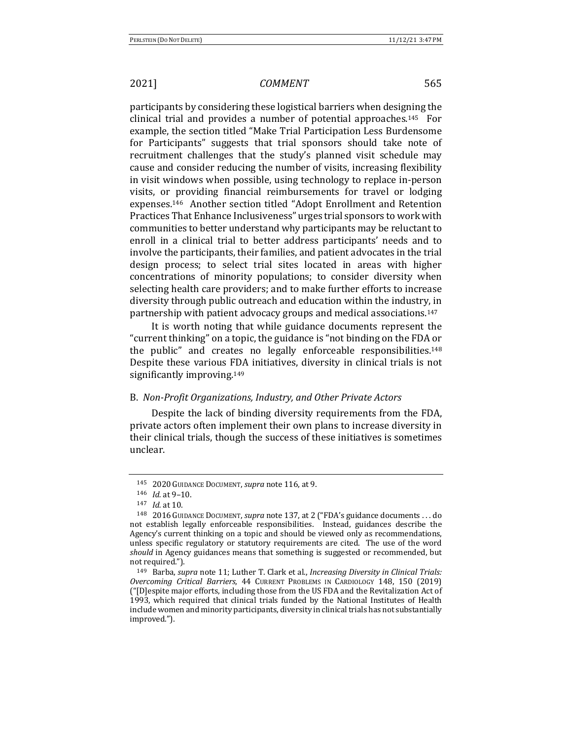participants by considering these logistical barriers when designing the clinical trial and provides a number of potential approaches.[145] For example, the section titled "Make Trial Participation Less Burdensome for Participants" suggests that trial sponsors should take note of recruitment challenges that the study's planned visit schedule may cause and consider reducing the number of visits, increasing flexibility in visit windows when possible, using technology to replace in-person visits, or providing financial reimbursements for travel or lodging expenses.[146] Another section titled "Adopt Enrollment and Retention Practices That Enhance Inclusiveness" urges trial sponsors to work with communities to better understand why participants may be reluctant to enroll in a clinical trial to better address participants' needs and to involve the participants, their families, and patient advocates in the trial design process; to select trial sites located in areas with higher concentrations of minority populations; to consider diversity when selecting health care providers; and to make further efforts to increase diversity through public outreach and education within the industry, in partnership with patient advocacy groups and medical associations.[147]

It is worth noting that while guidance documents represent the "current thinking" on a topic, the guidance is "not binding on the FDA or the public" and creates no legally enforceable responsibilities.[148] Despite these various FDA initiatives, diversity in clinical trials is not significantly improving.[149]

### B. *Non-Profit Organizations, Industry, and Other Private Actors*

Despite the lack of binding diversity requirements from the FDA, private actors often implement their own plans to increase diversity in their clinical trials, though the success of these initiatives is sometimes unclear.

---

[145] 2020 GUIDANCE DOCUMENT, *supra* note 116, at 9.

[146] *Id.* at 9–10.

[147] *Id.* at 10.

[148] 2016 GUIDANCE DOCUMENT, *supra* note 137, at 2 ("FDA's guidance documents . . . do not establish legally enforceable responsibilities. Instead, guidances describe the Agency's current thinking on a topic and should be viewed only as recommendations, unless specific regulatory or statutory requirements are cited. The use of the word *should* in Agency guidances means that something is suggested or recommended, but not required.").

[149] Barba, *supra* note 11; Luther T. Clark et al., *Increasing Diversity in Clinical Trials: Overcoming Critical Barriers*, 44 CURRENT PROBLEMS IN CARDIOLOGY 148, 150 (2019) ("[D]espite major efforts, including those from the US FDA and the Revitalization Act of 1993, which required that clinical trials funded by the National Institutes of Health include women and minority participants, diversity in clinical trials has not substantially improved.").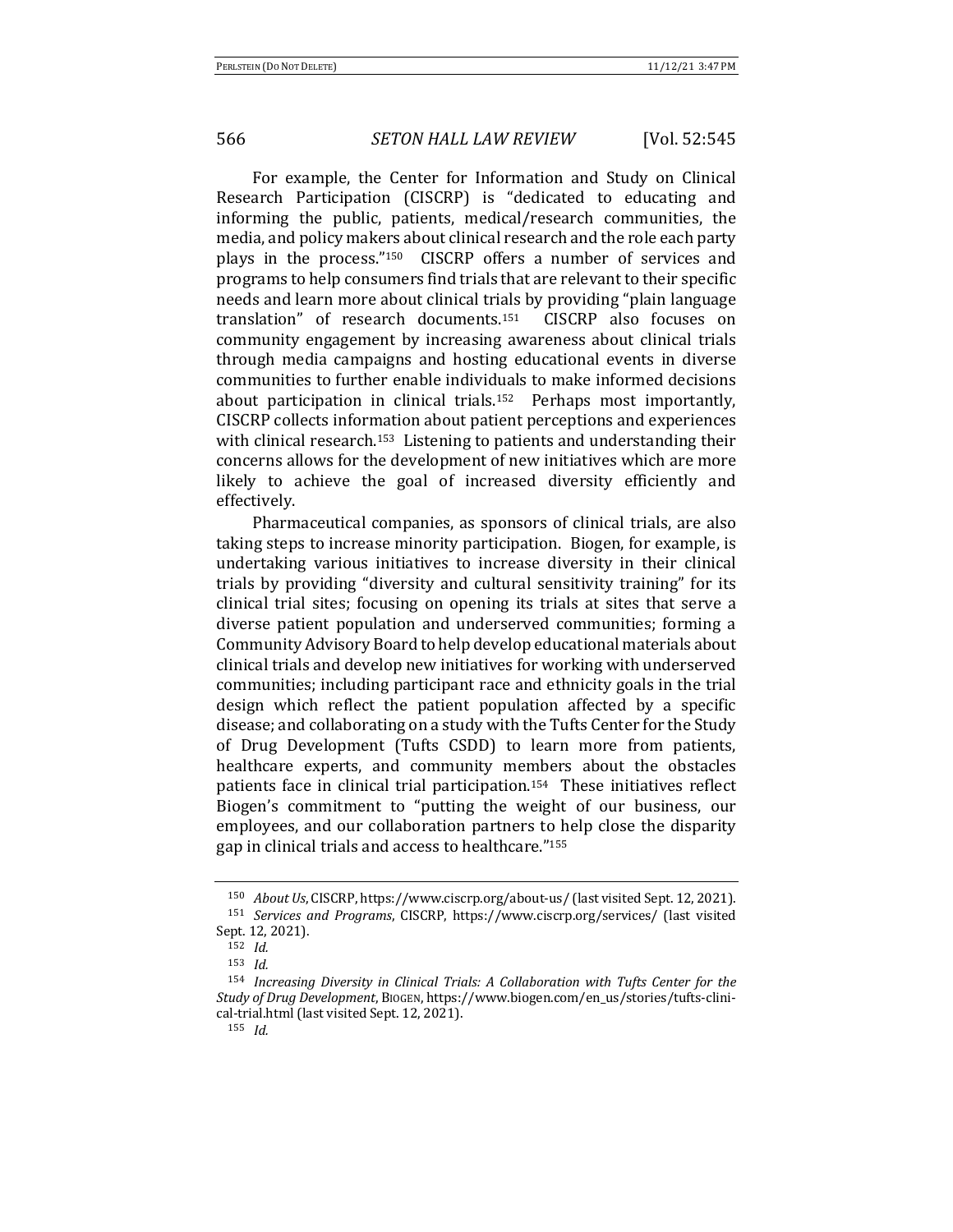For example, the Center for Information and Study on Clinical Research Participation (CISCRP) is "dedicated to educating and informing the public, patients, medical/research communities, the media, and policy makers about clinical research and the role each party plays in the process."[150] CISCRP offers a number of services and programs to help consumers find trials that are relevant to their specific needs and learn more about clinical trials by providing "plain language translation" of research documents.[151] CISCRP also focuses on community engagement by increasing awareness about clinical trials through media campaigns and hosting educational events in diverse communities to further enable individuals to make informed decisions about participation in clinical trials.[152] Perhaps most importantly, CISCRP collects information about patient perceptions and experiences with clinical research.[153] Listening to patients and understanding their concerns allows for the development of new initiatives which are more likely to achieve the goal of increased diversity efficiently and effectively.

Pharmaceutical companies, as sponsors of clinical trials, are also taking steps to increase minority participation. Biogen, for example, is undertaking various initiatives to increase diversity in their clinical trials by providing "diversity and cultural sensitivity training" for its clinical trial sites; focusing on opening its trials at sites that serve a diverse patient population and underserved communities; forming a Community Advisory Board to help develop educational materials about clinical trials and develop new initiatives for working with underserved communities; including participant race and ethnicity goals in the trial design which reflect the patient population affected by a specific disease; and collaborating on a study with the Tufts Center for the Study of Drug Development (Tufts CSDD) to learn more from patients, healthcare experts, and community members about the obstacles patients face in clinical trial participation.[154] These initiatives reflect Biogen's commitment to "putting the weight of our business, our employees, and our collaboration partners to help close the disparity gap in clinical trials and access to healthcare."[155]

---

[150] *About Us*, CISCRP, https://www.ciscrp.org/about-us/ (last visited Sept. 12, 2021).

[151] *Services and Programs*, CISCRP, https://www.ciscrp.org/services/ (last visited Sept. 12, 2021).

[152] *Id.*

[153] *Id.*

[154] *Increasing Diversity in Clinical Trials: A Collaboration with Tufts Center for the Study of Drug Development*, BIOGEN, https://www.biogen.com/en_us/stories/tufts-clinical-trial.html (last visited Sept. 12, 2021).

[155] *Id.*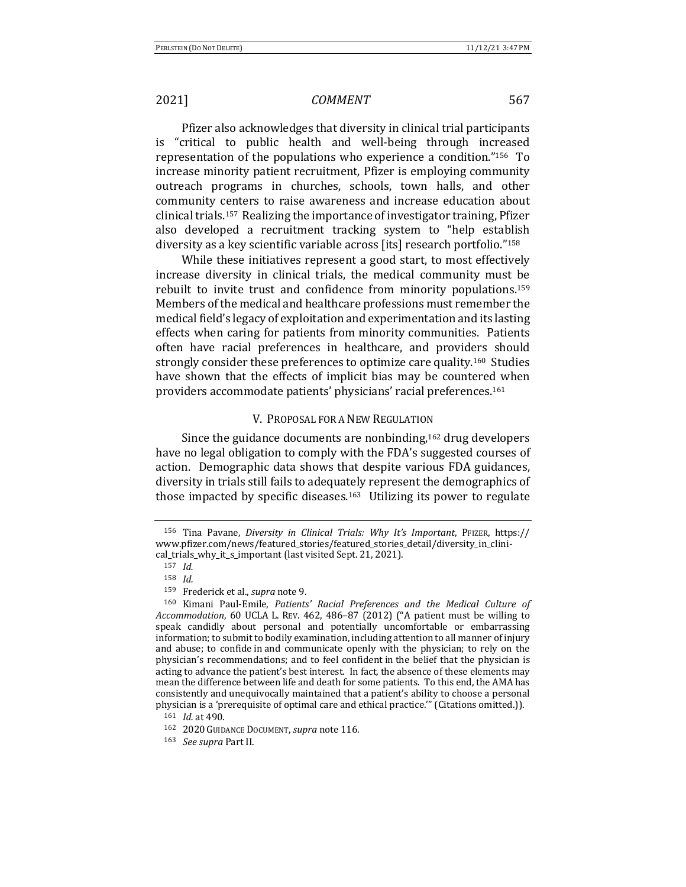Pfizer also acknowledges that diversity in clinical trial participants is "critical to public health and well-being through increased representation of the populations who experience a condition."[156] To increase minority patient recruitment, Pfizer is employing community outreach programs in churches, schools, town halls, and other community centers to raise awareness and increase education about clinical trials.[157] Realizing the importance of investigator training, Pfizer also developed a recruitment tracking system to "help establish diversity as a key scientific variable across [its] research portfolio."[158]

While these initiatives represent a good start, to most effectively increase diversity in clinical trials, the medical community must be rebuilt to invite trust and confidence from minority populations.[159] Members of the medical and healthcare professions must remember the medical field's legacy of exploitation and experimentation and its lasting effects when caring for patients from minority communities. Patients often have racial preferences in healthcare, and providers should strongly consider these preferences to optimize care quality.[160] Studies have shown that the effects of implicit bias may be countered when providers accommodate patients' physicians' racial preferences.[161]

## V. Proposal for a New Regulation

Since the guidance documents are nonbinding,[162] drug developers have no legal obligation to comply with the FDA's suggested courses of action. Demographic data shows that despite various FDA guidances, diversity in trials still fails to adequately represent the demographics of those impacted by specific diseases.[163] Utilizing its power to regulate

---

[156] Tina Pavane, *Diversity in Clinical Trials: Why It's Important*, Pfizer, https://www.pfizer.com/news/featured_stories/featured_stories_detail/diversity_in_clinical_trials_why_it_s_important (last visited Sept. 21, 2021).

[157] *Id.*

[158] *Id.*

[159] Frederick et al., *supra* note 9.

[160] Kimani Paul-Emile, *Patients' Racial Preferences and the Medical Culture of Accommodation*, 60 UCLA L. Rev. 462, 486–87 (2012) ("A patient must be willing to speak candidly about personal and potentially uncomfortable or embarrassing information; to submit to bodily examination, including attention to all manner of injury and abuse; to confide in and communicate openly with the physician; to rely on the physician's recommendations; and to feel confident in the belief that the physician is acting to advance the patient's best interest. In fact, the absence of these elements may mean the difference between life and death for some patients. To this end, the AMA has consistently and unequivocally maintained that a patient's ability to choose a personal physician is a 'prerequisite of optimal care and ethical practice.'" (Citations omitted.)).

[161] *Id.* at 490.

[162] 2020 Guidance Document, *supra* note 116.

[163] *See supra* Part II.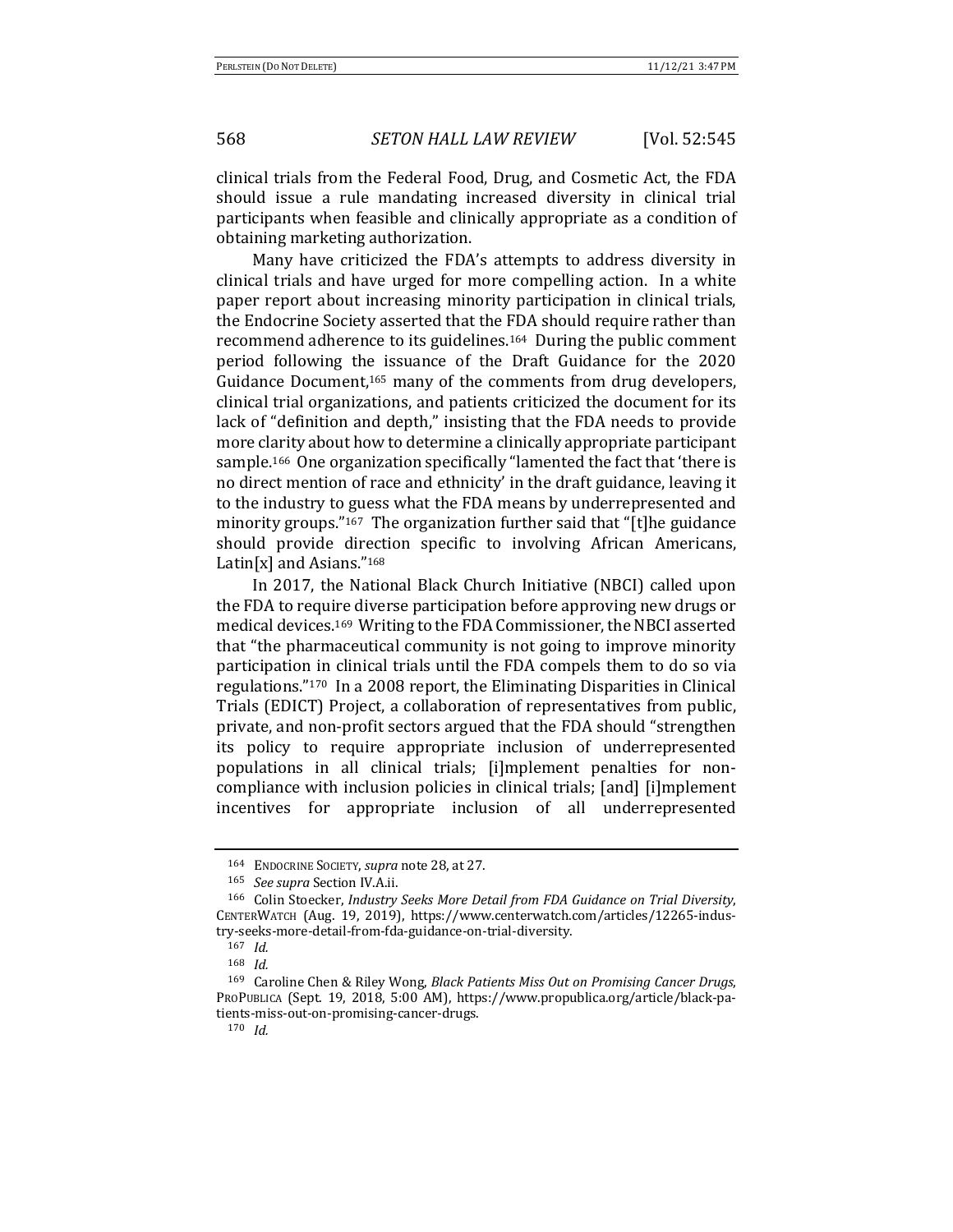clinical trials from the Federal Food, Drug, and Cosmetic Act, the FDA should issue a rule mandating increased diversity in clinical trial participants when feasible and clinically appropriate as a condition of obtaining marketing authorization.

Many have criticized the FDA's attempts to address diversity in clinical trials and have urged for more compelling action. In a white paper report about increasing minority participation in clinical trials, the Endocrine Society asserted that the FDA should require rather than recommend adherence to its guidelines.[164] During the public comment period following the issuance of the Draft Guidance for the 2020 Guidance Document,[165] many of the comments from drug developers, clinical trial organizations, and patients criticized the document for its lack of "definition and depth," insisting that the FDA needs to provide more clarity about how to determine a clinically appropriate participant sample.[166] One organization specifically "lamented the fact that 'there is no direct mention of race and ethnicity' in the draft guidance, leaving it to the industry to guess what the FDA means by underrepresented and minority groups."[167] The organization further said that "[t]he guidance should provide direction specific to involving African Americans, Latin[x] and Asians."[168]

In 2017, the National Black Church Initiative (NBCI) called upon the FDA to require diverse participation before approving new drugs or medical devices.[169] Writing to the FDA Commissioner, the NBCI asserted that "the pharmaceutical community is not going to improve minority participation in clinical trials until the FDA compels them to do so via regulations."[170] In a 2008 report, the Eliminating Disparities in Clinical Trials (EDICT) Project, a collaboration of representatives from public, private, and non-profit sectors argued that the FDA should "strengthen its policy to require appropriate inclusion of underrepresented populations in all clinical trials; [i]mplement penalties for non-compliance with inclusion policies in clinical trials; [and] [i]mplement incentives for appropriate inclusion of all underrepresented

---

[164] ENDOCRINE SOCIETY, *supra* note 28, at 27.

[165] *See supra* Section IV.A.ii.

[166] Colin Stoecker, *Industry Seeks More Detail from FDA Guidance on Trial Diversity*, CENTERWATCH (Aug. 19, 2019), https://www.centerwatch.com/articles/12265-industry-seeks-more-detail-from-fda-guidance-on-trial-diversity.

[167] *Id.*

[168] *Id.*

[169] Caroline Chen & Riley Wong, *Black Patients Miss Out on Promising Cancer Drugs*, PROPUBLICA (Sept. 19, 2018, 5:00 AM), https://www.propublica.org/article/black-patients-miss-out-on-promising-cancer-drugs.

[170] *Id.*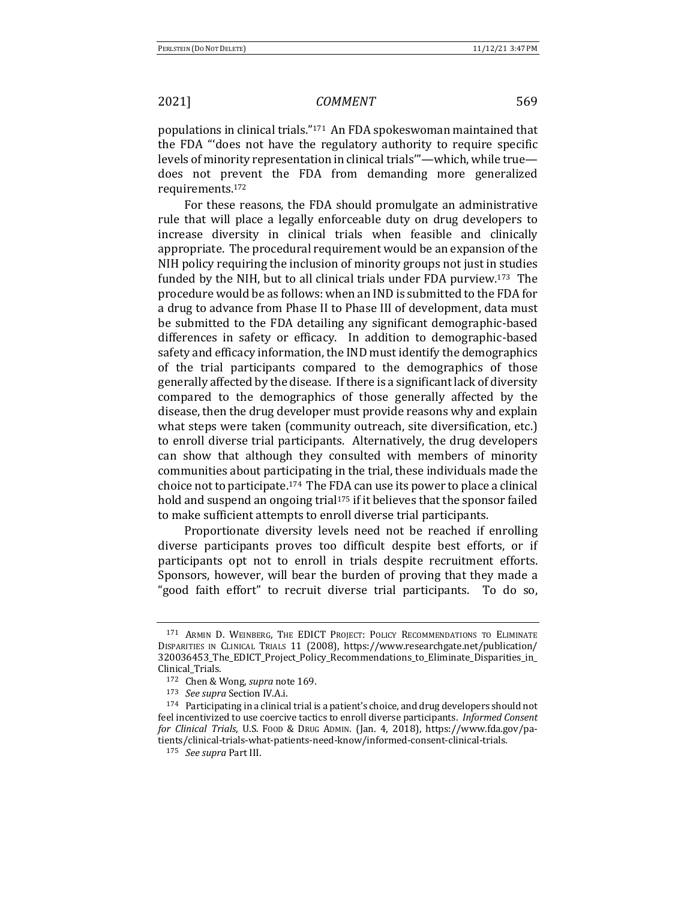populations in clinical trials."[171] An FDA spokeswoman maintained that the FDA "'does not have the regulatory authority to require specific levels of minority representation in clinical trials'"—which, while true—does not prevent the FDA from demanding more generalized requirements.[172]

For these reasons, the FDA should promulgate an administrative rule that will place a legally enforceable duty on drug developers to increase diversity in clinical trials when feasible and clinically appropriate. The procedural requirement would be an expansion of the NIH policy requiring the inclusion of minority groups not just in studies funded by the NIH, but to all clinical trials under FDA purview.[173] The procedure would be as follows: when an IND is submitted to the FDA for a drug to advance from Phase II to Phase III of development, data must be submitted to the FDA detailing any significant demographic-based differences in safety or efficacy. In addition to demographic-based safety and efficacy information, the IND must identify the demographics of the trial participants compared to the demographics of those generally affected by the disease. If there is a significant lack of diversity compared to the demographics of those generally affected by the disease, then the drug developer must provide reasons why and explain what steps were taken (community outreach, site diversification, etc.) to enroll diverse trial participants. Alternatively, the drug developers can show that although they consulted with members of minority communities about participating in the trial, these individuals made the choice not to participate.[174] The FDA can use its power to place a clinical hold and suspend an ongoing trial[175] if it believes that the sponsor failed to make sufficient attempts to enroll diverse trial participants.

Proportionate diversity levels need not be reached if enrolling diverse participants proves too difficult despite best efforts, or if participants opt not to enroll in trials despite recruitment efforts. Sponsors, however, will bear the burden of proving that they made a "good faith effort" to recruit diverse trial participants. To do so,

---

[171] ARMIN D. WEINBERG, THE EDICT PROJECT: POLICY RECOMMENDATIONS TO ELIMINATE DISPARITIES IN CLINICAL TRIALS 11 (2008), https://www.researchgate.net/publication/320036453_The_EDICT_Project_Policy_Recommendations_to_Eliminate_Disparities_in_Clinical_Trials.

[172] Chen & Wong, *supra* note 169.

[173] *See supra* Section IV.A.i.

[174] Participating in a clinical trial is a patient's choice, and drug developers should not feel incentivized to use coercive tactics to enroll diverse participants. *Informed Consent for Clinical Trials*, U.S. FOOD & DRUG ADMIN. (Jan. 4, 2018), https://www.fda.gov/patients/clinical-trials-what-patients-need-know/informed-consent-clinical-trials.

[175] *See supra* Part III.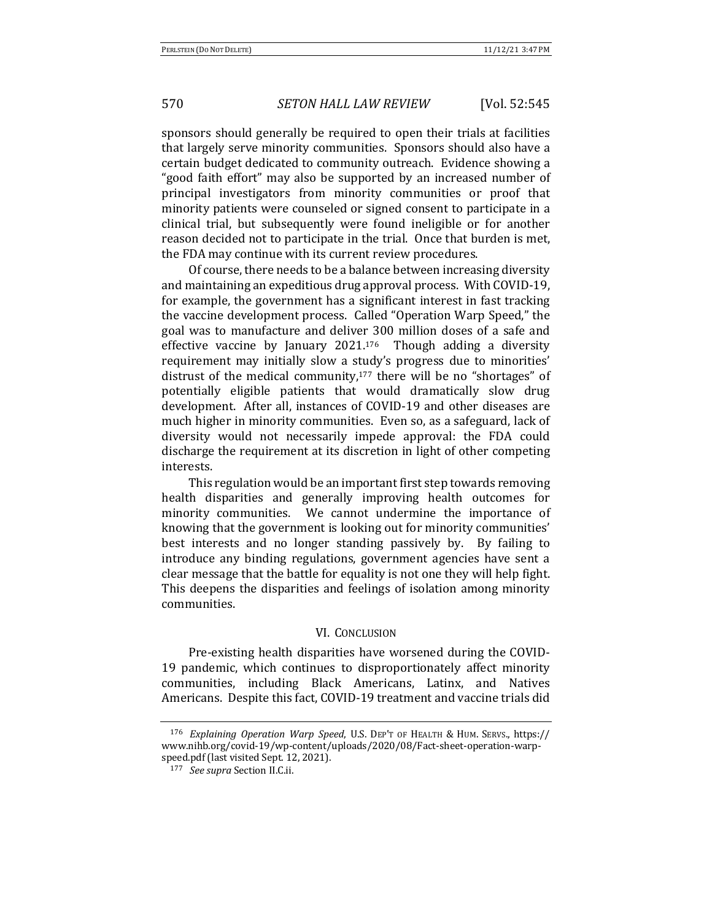sponsors should generally be required to open their trials at facilities that largely serve minority communities. Sponsors should also have a certain budget dedicated to community outreach. Evidence showing a "good faith effort" may also be supported by an increased number of principal investigators from minority communities or proof that minority patients were counseled or signed consent to participate in a clinical trial, but subsequently were found ineligible or for another reason decided not to participate in the trial. Once that burden is met, the FDA may continue with its current review procedures.

Of course, there needs to be a balance between increasing diversity and maintaining an expeditious drug approval process. With COVID-19, for example, the government has a significant interest in fast tracking the vaccine development process. Called "Operation Warp Speed," the goal was to manufacture and deliver 300 million doses of a safe and effective vaccine by January 2021.[176] Though adding a diversity requirement may initially slow a study's progress due to minorities' distrust of the medical community,[177] there will be no "shortages" of potentially eligible patients that would dramatically slow drug development. After all, instances of COVID-19 and other diseases are much higher in minority communities. Even so, as a safeguard, lack of diversity would not necessarily impede approval: the FDA could discharge the requirement at its discretion in light of other competing interests.

This regulation would be an important first step towards removing health disparities and generally improving health outcomes for minority communities. We cannot undermine the importance of knowing that the government is looking out for minority communities' best interests and no longer standing passively by. By failing to introduce any binding regulations, government agencies have sent a clear message that the battle for equality is not one they will help fight. This deepens the disparities and feelings of isolation among minority communities.

## VI. Conclusion

Pre-existing health disparities have worsened during the COVID-19 pandemic, which continues to disproportionately affect minority communities, including Black Americans, Latinx, and Natives Americans. Despite this fact, COVID-19 treatment and vaccine trials did

---

[176] *Explaining Operation Warp Speed*, U.S. Dep't of Health & Hum. Servs., https://www.nihb.org/covid-19/wp-content/uploads/2020/08/Fact-sheet-operation-warp-speed.pdf (last visited Sept. 12, 2021).

[177] *See supra* Section II.C.ii.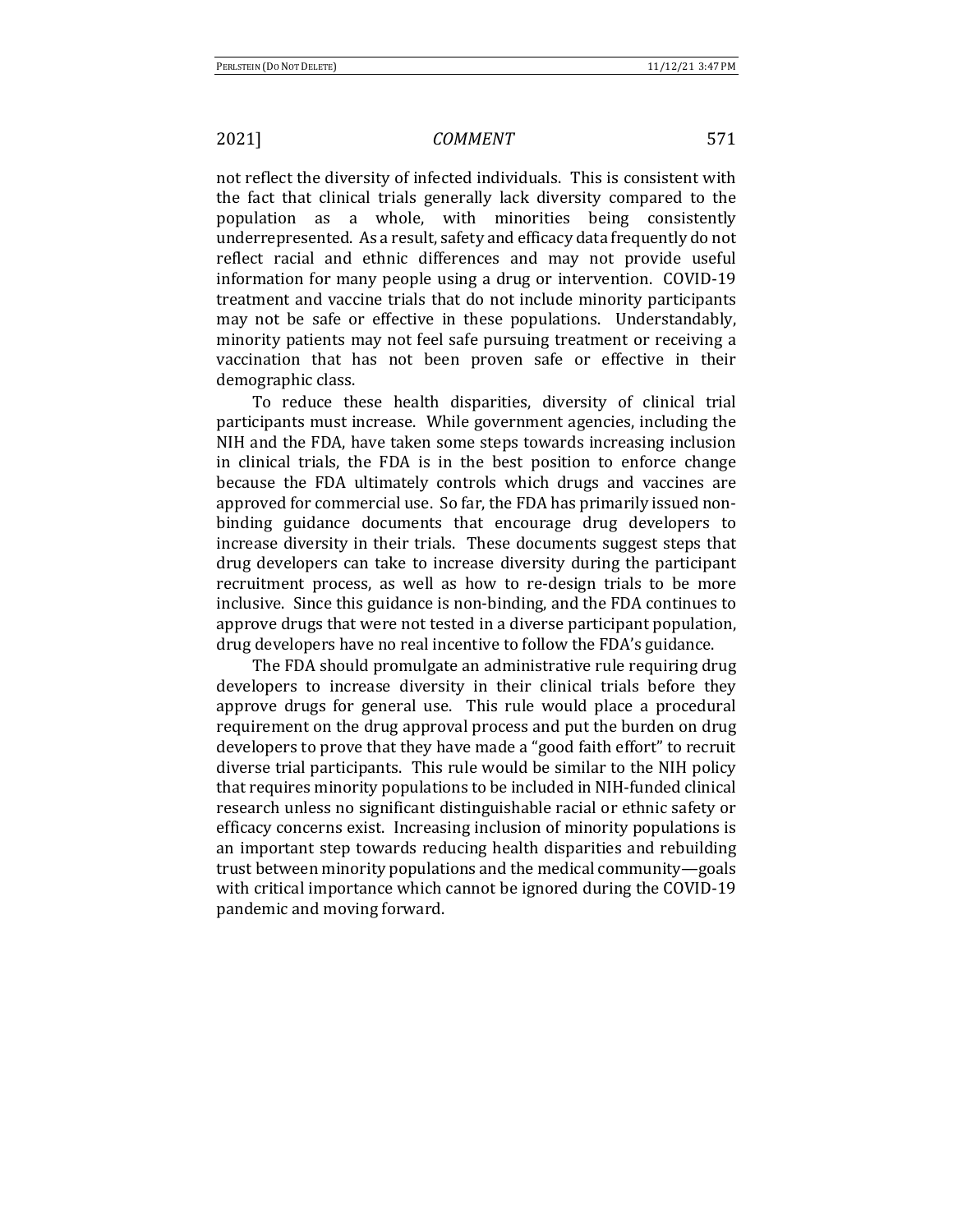not reflect the diversity of infected individuals. This is consistent with the fact that clinical trials generally lack diversity compared to the population as a whole, with minorities being consistently underrepresented. As a result, safety and efficacy data frequently do not reflect racial and ethnic differences and may not provide useful information for many people using a drug or intervention. COVID-19 treatment and vaccine trials that do not include minority participants may not be safe or effective in these populations. Understandably, minority patients may not feel safe pursuing treatment or receiving a vaccination that has not been proven safe or effective in their demographic class.

To reduce these health disparities, diversity of clinical trial participants must increase. While government agencies, including the NIH and the FDA, have taken some steps towards increasing inclusion in clinical trials, the FDA is in the best position to enforce change because the FDA ultimately controls which drugs and vaccines are approved for commercial use. So far, the FDA has primarily issued non-binding guidance documents that encourage drug developers to increase diversity in their trials. These documents suggest steps that drug developers can take to increase diversity during the participant recruitment process, as well as how to re-design trials to be more inclusive. Since this guidance is non-binding, and the FDA continues to approve drugs that were not tested in a diverse participant population, drug developers have no real incentive to follow the FDA's guidance.

The FDA should promulgate an administrative rule requiring drug developers to increase diversity in their clinical trials before they approve drugs for general use. This rule would place a procedural requirement on the drug approval process and put the burden on drug developers to prove that they have made a "good faith effort" to recruit diverse trial participants. This rule would be similar to the NIH policy that requires minority populations to be included in NIH-funded clinical research unless no significant distinguishable racial or ethnic safety or efficacy concerns exist. Increasing inclusion of minority populations is an important step towards reducing health disparities and rebuilding trust between minority populations and the medical community—goals with critical importance which cannot be ignored during the COVID-19 pandemic and moving forward.